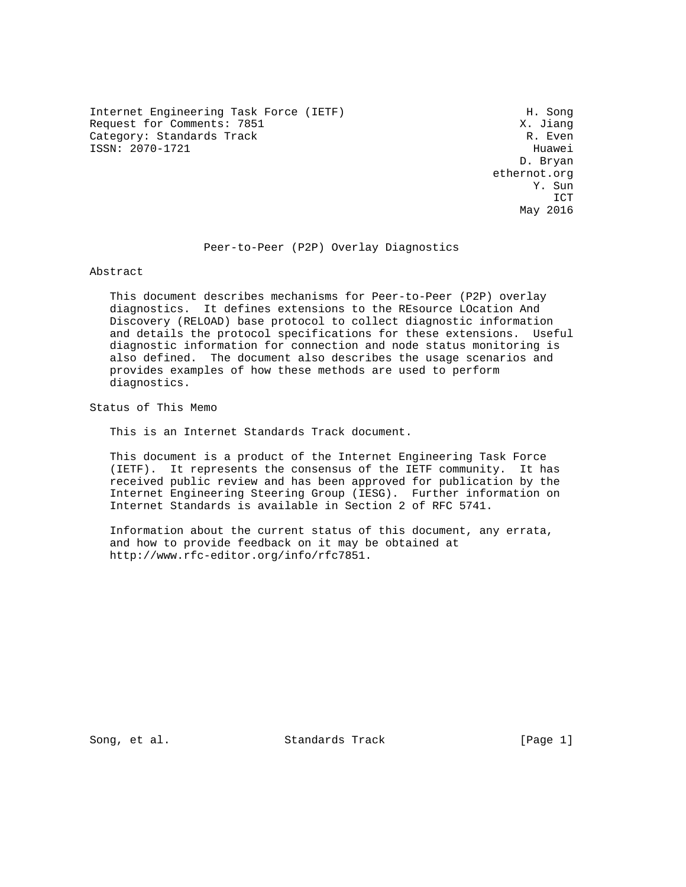Internet Engineering Task Force (IETF) H. Song
Request for Comments: 7851 X. Jiang
Category: Standards Track R. Even
ISSN: 2070-1721 Huawei
D. Bryan
ethernot.org
Y. Sun
ICT
May 2016

# Peer-to-Peer (P2P) Overlay Diagnostics

## Abstract

This document describes mechanisms for Peer-to-Peer (P2P) overlay diagnostics. It defines extensions to the REsource LOcation And Discovery (RELOAD) base protocol to collect diagnostic information and details the protocol specifications for these extensions. Useful diagnostic information for connection and node status monitoring is also defined. The document also describes the usage scenarios and provides examples of how these methods are used to perform diagnostics.

## Status of This Memo

This is an Internet Standards Track document.

This document is a product of the Internet Engineering Task Force (IETF). It represents the consensus of the IETF community. It has received public review and has been approved for publication by the Internet Engineering Steering Group (IESG). Further information on Internet Standards is available in Section 2 of RFC 5741.

Information about the current status of this document, any errata, and how to provide feedback on it may be obtained at http://www.rfc-editor.org/info/rfc7851.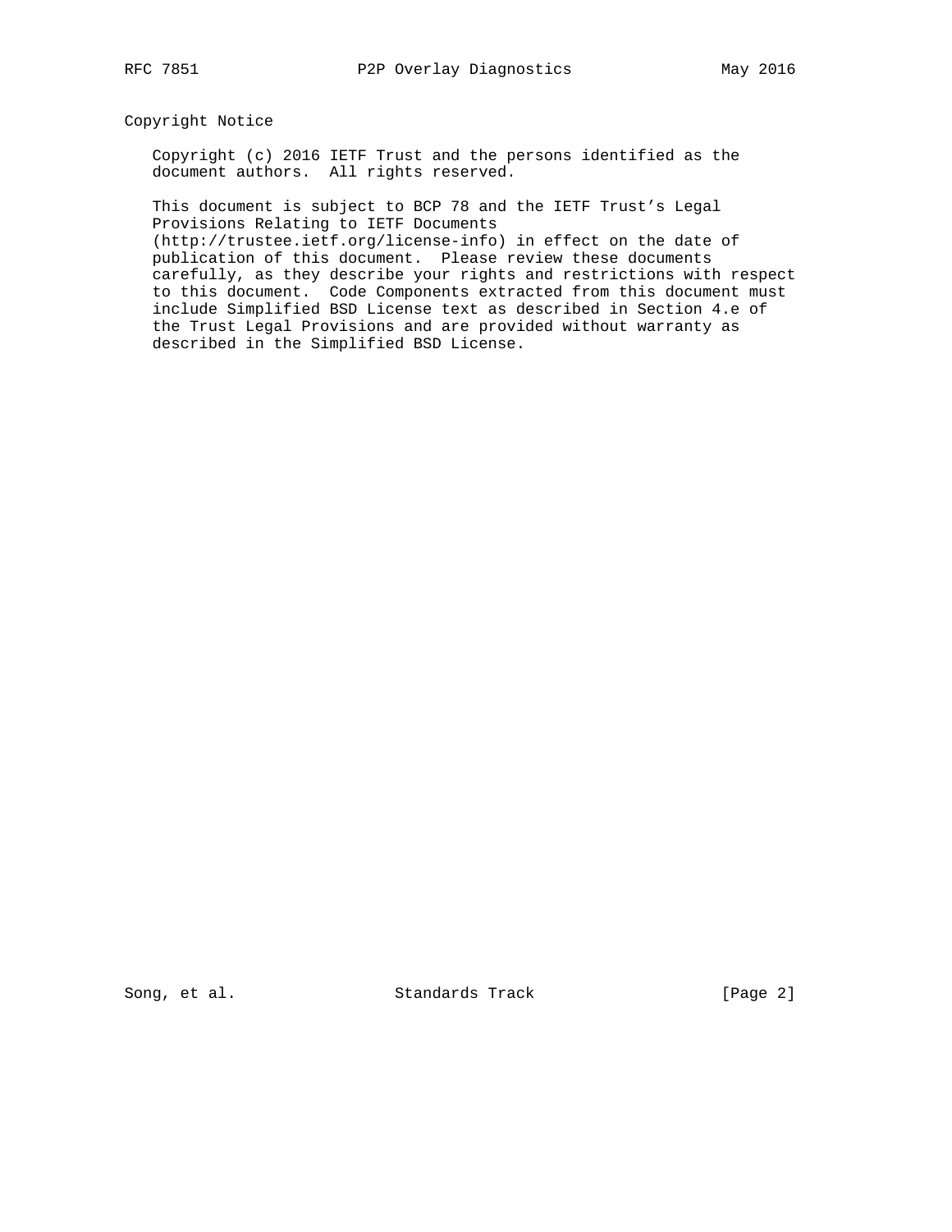## Copyright Notice

Copyright (c) 2016 IETF Trust and the persons identified as the document authors. All rights reserved.

This document is subject to BCP 78 and the IETF Trust's Legal Provisions Relating to IETF Documents (http://trustee.ietf.org/license-info) in effect on the date of publication of this document. Please review these documents carefully, as they describe your rights and restrictions with respect to this document. Code Components extracted from this document must include Simplified BSD License text as described in Section 4.e of the Trust Legal Provisions and are provided without warranty as described in the Simplified BSD License.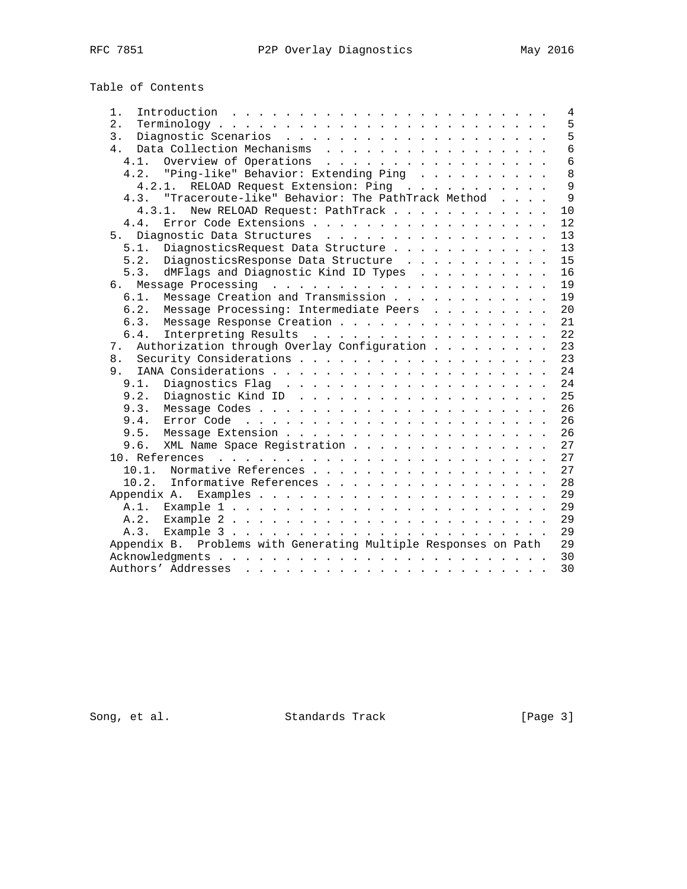## Table of Contents

```
   1.  Introduction . . . . . . . . . . . . . . . . . . . . . . . .   4
   2.  Terminology . . . . . . . . . . . . . . . . . . . . . . . . .   5
   3.  Diagnostic Scenarios  . . . . . . . . . . . . . . . . . . . .   5
   4.  Data Collection Mechanisms  . . . . . . . . . . . . . . . . .   6
     4.1.  Overview of Operations  . . . . . . . . . . . . . . . . .   6
     4.2.  "Ping-like" Behavior: Extending Ping  . . . . . . . . . .   8
       4.2.1.  RELOAD Request Extension: Ping  . . . . . . . . . . .   9
     4.3.  "Traceroute-like" Behavior: The PathTrack Method  . . . .   9
       4.3.1.  New RELOAD Request: PathTrack . . . . . . . . . . . .  10
     4.4.  Error Code Extensions . . . . . . . . . . . . . . . . . .  12
   5.  Diagnostic Data Structures  . . . . . . . . . . . . . . . . .  13
     5.1.  DiagnosticsRequest Data Structure . . . . . . . . . . . .  13
     5.2.  DiagnosticsResponse Data Structure  . . . . . . . . . . .  15
     5.3.  dMFlags and Diagnostic Kind ID Types  . . . . . . . . . .  16
   6.  Message Processing  . . . . . . . . . . . . . . . . . . . . .  19
     6.1.  Message Creation and Transmission . . . . . . . . . . . .  19
     6.2.  Message Processing: Intermediate Peers  . . . . . . . . .  20
     6.3.  Message Response Creation . . . . . . . . . . . . . . . .  21
     6.4.  Interpreting Results  . . . . . . . . . . . . . . . . . .  22
   7.  Authorization through Overlay Configuration . . . . . . . . .  23
   8.  Security Considerations . . . . . . . . . . . . . . . . . . .  23
   9.  IANA Considerations . . . . . . . . . . . . . . . . . . . . .  24
     9.1.  Diagnostics Flag  . . . . . . . . . . . . . . . . . . . .  24
     9.2.  Diagnostic Kind ID  . . . . . . . . . . . . . . . . . . .  25
     9.3.  Message Codes . . . . . . . . . . . . . . . . . . . . . .  26
     9.4.  Error Code  . . . . . . . . . . . . . . . . . . . . . . .  26
     9.5.  Message Extension . . . . . . . . . . . . . . . . . . . .  26
     9.6.  XML Name Space Registration . . . . . . . . . . . . . . .  27
   10. References  . . . . . . . . . . . . . . . . . . . . . . . . .  27
     10.1.  Normative References . . . . . . . . . . . . . . . . . .  27
     10.2.  Informative References . . . . . . . . . . . . . . . . .  28
   Appendix A.  Examples . . . . . . . . . . . . . . . . . . . . . .  29
     A.1.  Example 1 . . . . . . . . . . . . . . . . . . . . . . . .  29
     A.2.  Example 2 . . . . . . . . . . . . . . . . . . . . . . . .  29
     A.3.  Example 3 . . . . . . . . . . . . . . . . . . . . . . . .  29
   Appendix B.  Problems with Generating Multiple Responses on Path   29
   Acknowledgments . . . . . . . . . . . . . . . . . . . . . . . . .  30
   Authors' Addresses  . . . . . . . . . . . . . . . . . . . . . . .  30
```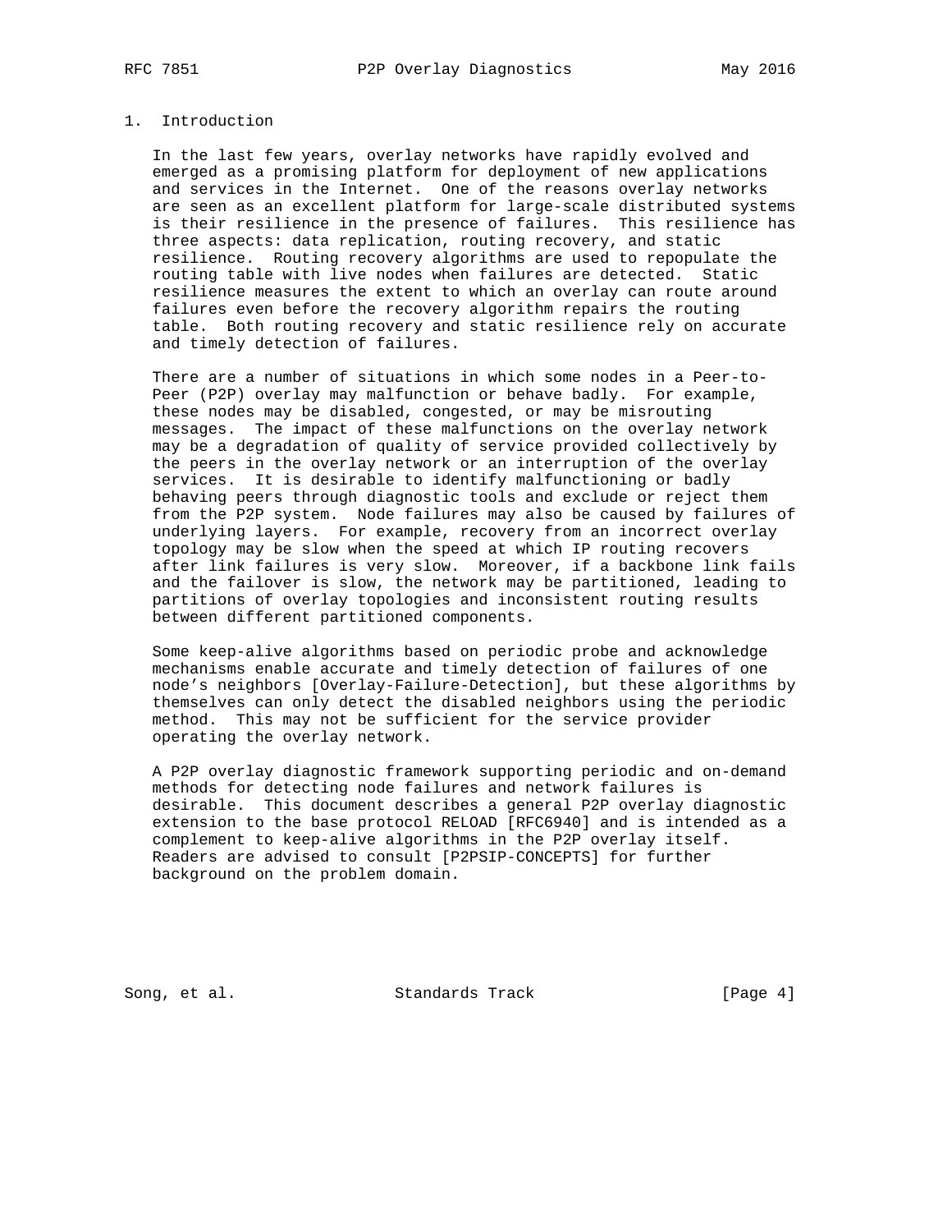# 1. Introduction

In the last few years, overlay networks have rapidly evolved and emerged as a promising platform for deployment of new applications and services in the Internet. One of the reasons overlay networks are seen as an excellent platform for large-scale distributed systems is their resilience in the presence of failures. This resilience has three aspects: data replication, routing recovery, and static resilience. Routing recovery algorithms are used to repopulate the routing table with live nodes when failures are detected. Static resilience measures the extent to which an overlay can route around failures even before the recovery algorithm repairs the routing table. Both routing recovery and static resilience rely on accurate and timely detection of failures.

There are a number of situations in which some nodes in a Peer-to-Peer (P2P) overlay may malfunction or behave badly. For example, these nodes may be disabled, congested, or may be misrouting messages. The impact of these malfunctions on the overlay network may be a degradation of quality of service provided collectively by the peers in the overlay network or an interruption of the overlay services. It is desirable to identify malfunctioning or badly behaving peers through diagnostic tools and exclude or reject them from the P2P system. Node failures may also be caused by failures of underlying layers. For example, recovery from an incorrect overlay topology may be slow when the speed at which IP routing recovers after link failures is very slow. Moreover, if a backbone link fails and the failover is slow, the network may be partitioned, leading to partitions of overlay topologies and inconsistent routing results between different partitioned components.

Some keep-alive algorithms based on periodic probe and acknowledge mechanisms enable accurate and timely detection of failures of one node's neighbors [Overlay-Failure-Detection], but these algorithms by themselves can only detect the disabled neighbors using the periodic method. This may not be sufficient for the service provider operating the overlay network.

A P2P overlay diagnostic framework supporting periodic and on-demand methods for detecting node failures and network failures is desirable. This document describes a general P2P overlay diagnostic extension to the base protocol RELOAD [RFC6940] and is intended as a complement to keep-alive algorithms in the P2P overlay itself. Readers are advised to consult [P2PSIP-CONCEPTS] for further background on the problem domain.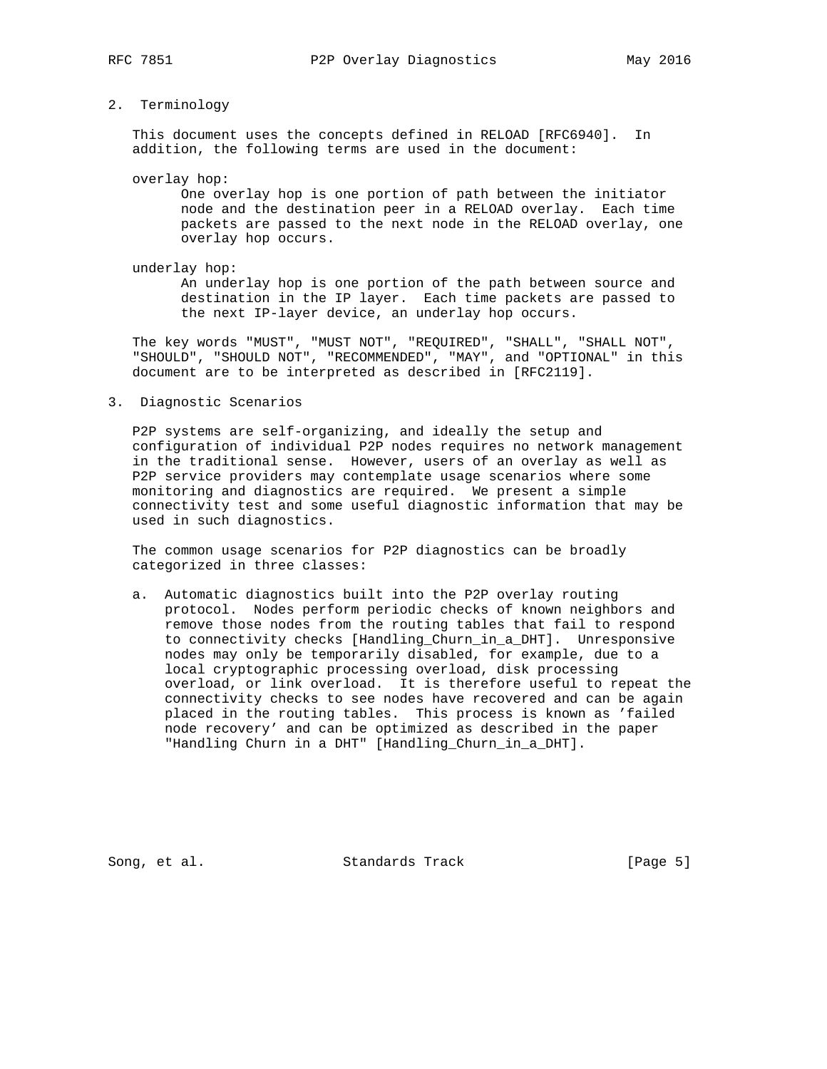## 2. Terminology

This document uses the concepts defined in RELOAD [RFC6940]. In addition, the following terms are used in the document:

overlay hop:
: One overlay hop is one portion of path between the initiator node and the destination peer in a RELOAD overlay. Each time packets are passed to the next node in the RELOAD overlay, one overlay hop occurs.

underlay hop:
: An underlay hop is one portion of the path between source and destination in the IP layer. Each time packets are passed to the next IP-layer device, an underlay hop occurs.

The key words "MUST", "MUST NOT", "REQUIRED", "SHALL", "SHALL NOT", "SHOULD", "SHOULD NOT", "RECOMMENDED", "MAY", and "OPTIONAL" in this document are to be interpreted as described in [RFC2119].

## 3. Diagnostic Scenarios

P2P systems are self-organizing, and ideally the setup and configuration of individual P2P nodes requires no network management in the traditional sense. However, users of an overlay as well as P2P service providers may contemplate usage scenarios where some monitoring and diagnostics are required. We present a simple connectivity test and some useful diagnostic information that may be used in such diagnostics.

The common usage scenarios for P2P diagnostics can be broadly categorized in three classes:

a. Automatic diagnostics built into the P2P overlay routing protocol. Nodes perform periodic checks of known neighbors and remove those nodes from the routing tables that fail to respond to connectivity checks [Handling_Churn_in_a_DHT]. Unresponsive nodes may only be temporarily disabled, for example, due to a local cryptographic processing overload, disk processing overload, or link overload. It is therefore useful to repeat the connectivity checks to see nodes have recovered and can be again placed in the routing tables. This process is known as 'failed node recovery' and can be optimized as described in the paper "Handling Churn in a DHT" [Handling_Churn_in_a_DHT].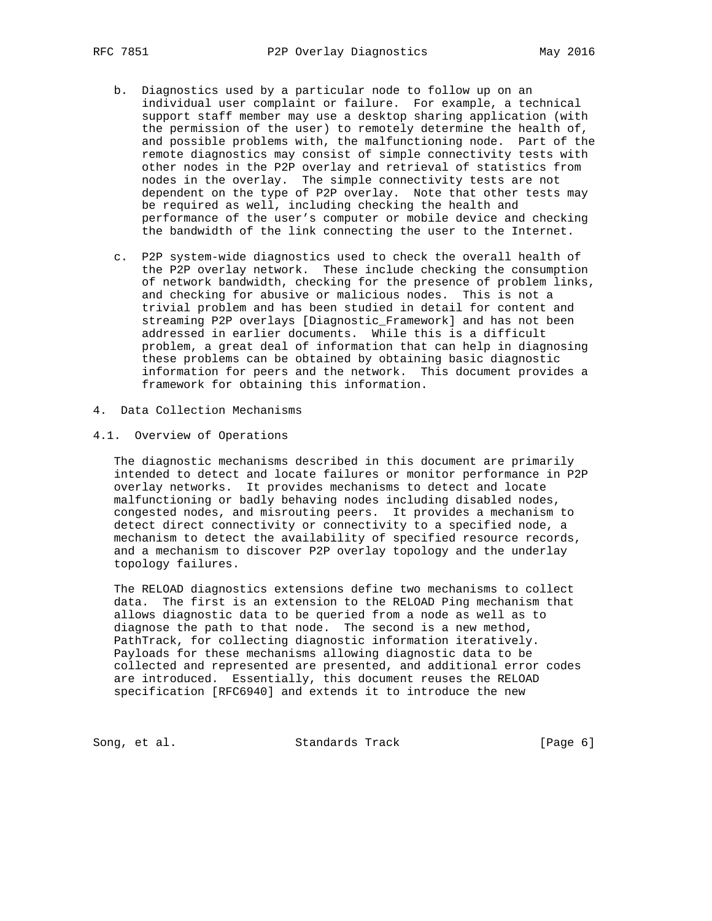b. Diagnostics used by a particular node to follow up on an individual user complaint or failure. For example, a technical support staff member may use a desktop sharing application (with the permission of the user) to remotely determine the health of, and possible problems with, the malfunctioning node. Part of the remote diagnostics may consist of simple connectivity tests with other nodes in the P2P overlay and retrieval of statistics from nodes in the overlay. The simple connectivity tests are not dependent on the type of P2P overlay. Note that other tests may be required as well, including checking the health and performance of the user's computer or mobile device and checking the bandwidth of the link connecting the user to the Internet.

c. P2P system-wide diagnostics used to check the overall health of the P2P overlay network. These include checking the consumption of network bandwidth, checking for the presence of problem links, and checking for abusive or malicious nodes. This is not a trivial problem and has been studied in detail for content and streaming P2P overlays [Diagnostic_Framework] and has not been addressed in earlier documents. While this is a difficult problem, a great deal of information that can help in diagnosing these problems can be obtained by obtaining basic diagnostic information for peers and the network. This document provides a framework for obtaining this information.

# 4. Data Collection Mechanisms

## 4.1. Overview of Operations

The diagnostic mechanisms described in this document are primarily intended to detect and locate failures or monitor performance in P2P overlay networks. It provides mechanisms to detect and locate malfunctioning or badly behaving nodes including disabled nodes, congested nodes, and misrouting peers. It provides a mechanism to detect direct connectivity or connectivity to a specified node, a mechanism to detect the availability of specified resource records, and a mechanism to discover P2P overlay topology and the underlay topology failures.

The RELOAD diagnostics extensions define two mechanisms to collect data. The first is an extension to the RELOAD Ping mechanism that allows diagnostic data to be queried from a node as well as to diagnose the path to that node. The second is a new method, PathTrack, for collecting diagnostic information iteratively. Payloads for these mechanisms allowing diagnostic data to be collected and represented are presented, and additional error codes are introduced. Essentially, this document reuses the RELOAD specification [RFC6940] and extends it to introduce the new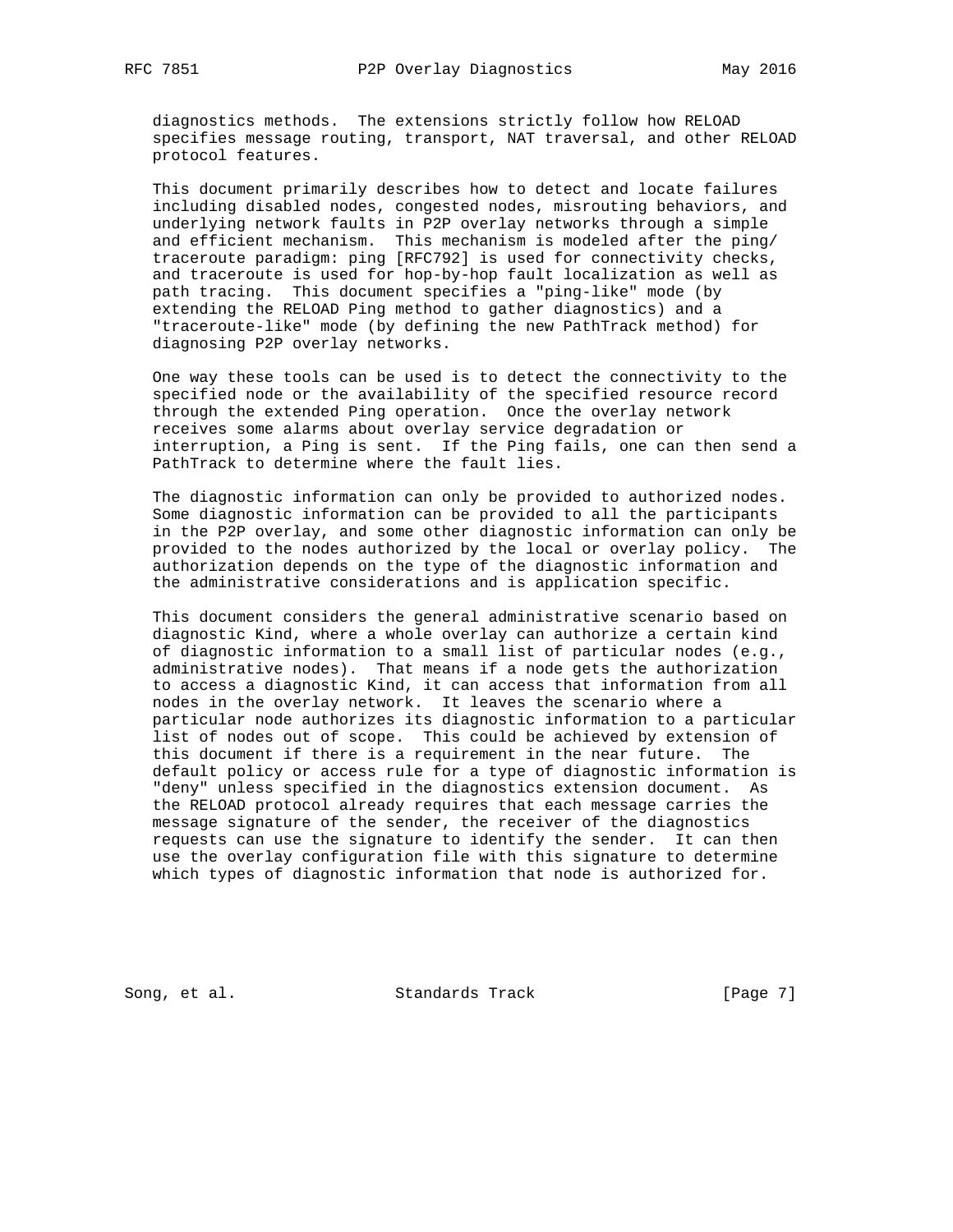diagnostics methods. The extensions strictly follow how RELOAD specifies message routing, transport, NAT traversal, and other RELOAD protocol features.

This document primarily describes how to detect and locate failures including disabled nodes, congested nodes, misrouting behaviors, and underlying network faults in P2P overlay networks through a simple and efficient mechanism. This mechanism is modeled after the ping/traceroute paradigm: ping [RFC792] is used for connectivity checks, and traceroute is used for hop-by-hop fault localization as well as path tracing. This document specifies a "ping-like" mode (by extending the RELOAD Ping method to gather diagnostics) and a "traceroute-like" mode (by defining the new PathTrack method) for diagnosing P2P overlay networks.

One way these tools can be used is to detect the connectivity to the specified node or the availability of the specified resource record through the extended Ping operation. Once the overlay network receives some alarms about overlay service degradation or interruption, a Ping is sent. If the Ping fails, one can then send a PathTrack to determine where the fault lies.

The diagnostic information can only be provided to authorized nodes. Some diagnostic information can be provided to all the participants in the P2P overlay, and some other diagnostic information can only be provided to the nodes authorized by the local or overlay policy. The authorization depends on the type of the diagnostic information and the administrative considerations and is application specific.

This document considers the general administrative scenario based on diagnostic Kind, where a whole overlay can authorize a certain kind of diagnostic information to a small list of particular nodes (e.g., administrative nodes). That means if a node gets the authorization to access a diagnostic Kind, it can access that information from all nodes in the overlay network. It leaves the scenario where a particular node authorizes its diagnostic information to a particular list of nodes out of scope. This could be achieved by extension of this document if there is a requirement in the near future. The default policy or access rule for a type of diagnostic information is "deny" unless specified in the diagnostics extension document. As the RELOAD protocol already requires that each message carries the message signature of the sender, the receiver of the diagnostics requests can use the signature to identify the sender. It can then use the overlay configuration file with this signature to determine which types of diagnostic information that node is authorized for.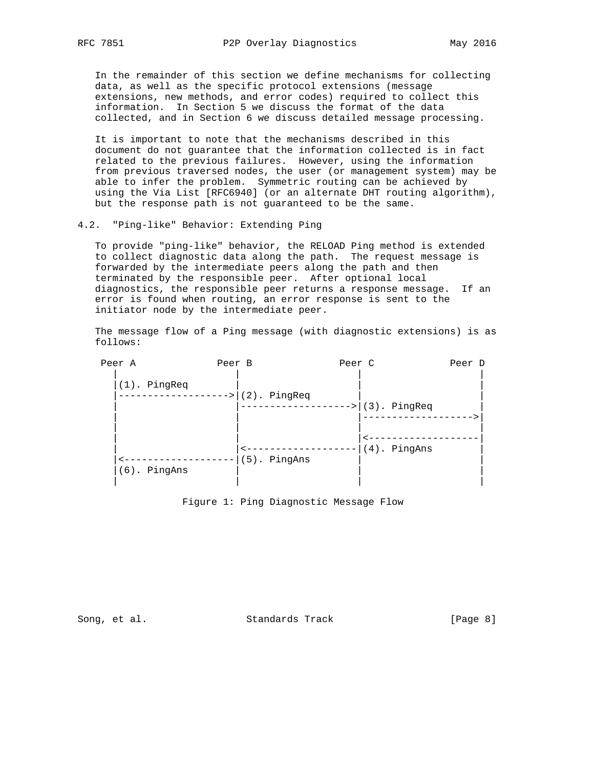In the remainder of this section we define mechanisms for collecting data, as well as the specific protocol extensions (message extensions, new methods, and error codes) required to collect this information. In Section 5 we discuss the format of the data collected, and in Section 6 we discuss detailed message processing.

It is important to note that the mechanisms described in this document do not guarantee that the information collected is in fact related to the previous failures. However, using the information from previous traversed nodes, the user (or management system) may be able to infer the problem. Symmetric routing can be achieved by using the Via List [RFC6940] (or an alternate DHT routing algorithm), but the response path is not guaranteed to be the same.

### 4.2. "Ping-like" Behavior: Extending Ping

To provide "ping-like" behavior, the RELOAD Ping method is extended to collect diagnostic data along the path. The request message is forwarded by the intermediate peers along the path and then terminated by the responsible peer. After optional local diagnostics, the responsible peer returns a response message. If an error is found when routing, an error response is sent to the initiator node by the intermediate peer.

The message flow of a Ping message (with diagnostic extensions) is as follows:

```
 Peer A              Peer B              Peer C             Peer D
    |                   |                   |                  |
    |(1). PingReq       |                   |                  |
    |------------------>|(2). PingReq       |                  |
    |                   |------------------>|(3). PingReq      |
    |                   |                   |----------------->|
    |                   |                   |                  |
    |                   |                   |<-----------------|
    |                   |<------------------|(4). PingAns      |
    |<------------------|(5). PingAns       |                  |
    |(6). PingAns       |                   |                  |
    |                   |                   |                  |
```

Figure 1: Ping Diagnostic Message Flow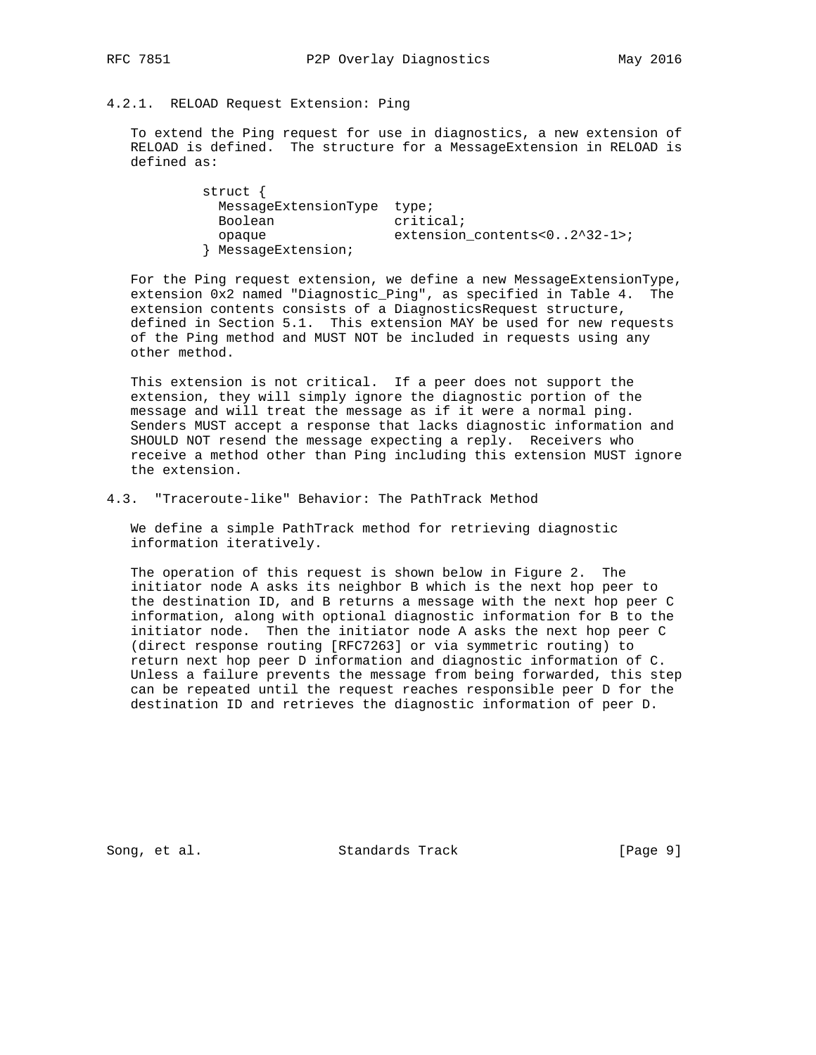### 4.2.1. RELOAD Request Extension: Ping

To extend the Ping request for use in diagnostics, a new extension of RELOAD is defined. The structure for a MessageExtension in RELOAD is defined as:

```
struct {
  MessageExtensionType  type;
  Boolean               critical;
  opaque                extension_contents<0..2^32-1>;
} MessageExtension;
```

For the Ping request extension, we define a new MessageExtensionType, extension 0x2 named "Diagnostic_Ping", as specified in Table 4. The extension contents consists of a DiagnosticsRequest structure, defined in Section 5.1. This extension MAY be used for new requests of the Ping method and MUST NOT be included in requests using any other method.

This extension is not critical. If a peer does not support the extension, they will simply ignore the diagnostic portion of the message and will treat the message as if it were a normal ping. Senders MUST accept a response that lacks diagnostic information and SHOULD NOT resend the message expecting a reply. Receivers who receive a method other than Ping including this extension MUST ignore the extension.

## 4.3. "Traceroute-like" Behavior: The PathTrack Method

We define a simple PathTrack method for retrieving diagnostic information iteratively.

The operation of this request is shown below in Figure 2. The initiator node A asks its neighbor B which is the next hop peer to the destination ID, and B returns a message with the next hop peer C information, along with optional diagnostic information for B to the initiator node. Then the initiator node A asks the next hop peer C (direct response routing [RFC7263] or via symmetric routing) to return next hop peer D information and diagnostic information of C. Unless a failure prevents the message from being forwarded, this step can be repeated until the request reaches responsible peer D for the destination ID and retrieves the diagnostic information of peer D.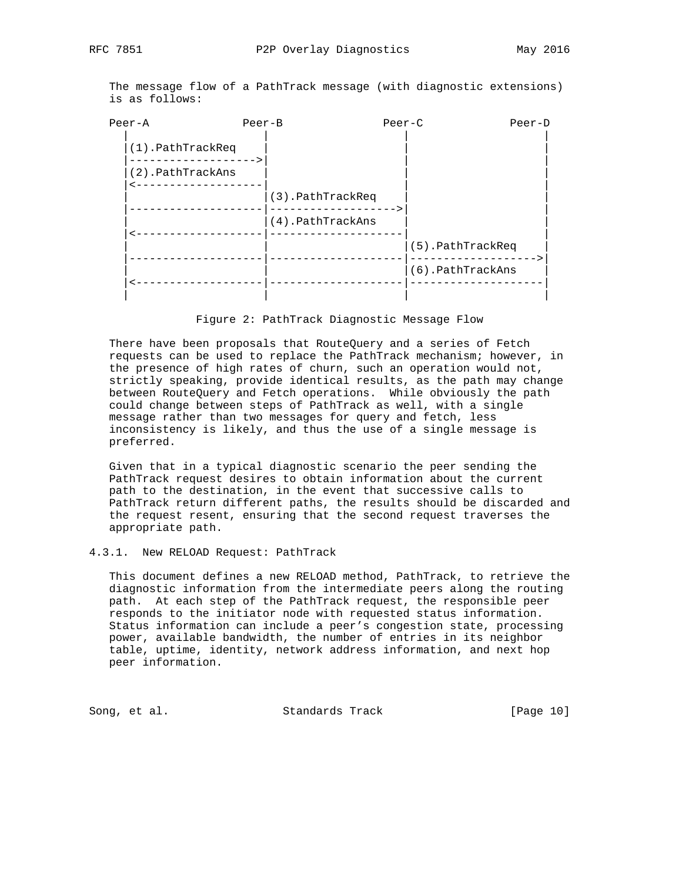The message flow of a PathTrack message (with diagnostic extensions) is as follows:

```
Peer-A              Peer-B              Peer-C             Peer-D
  |                    |                    |                  |
  |(1).PathTrackReq    |                    |                  |
  |------------------->|                    |                  |
  |(2).PathTrackAns    |                    |                  |
  |<-------------------|                    |                  |
  |                    |(3).PathTrackReq    |                  |
  |--------------------|------------------->|                  |
  |                    |(4).PathTrackAns    |                  |
  |<-------------------|--------------------|                  |
  |                    |                    |(5).PathTrackReq  |
  |--------------------|--------------------|------------------>|
  |                    |                    |(6).PathTrackAns  |
  |<-------------------|--------------------|-------------------|
  |                    |                    |                  |
```

Figure 2: PathTrack Diagnostic Message Flow

There have been proposals that RouteQuery and a series of Fetch requests can be used to replace the PathTrack mechanism; however, in the presence of high rates of churn, such an operation would not, strictly speaking, provide identical results, as the path may change between RouteQuery and Fetch operations. While obviously the path could change between steps of PathTrack as well, with a single message rather than two messages for query and fetch, less inconsistency is likely, and thus the use of a single message is preferred.

Given that in a typical diagnostic scenario the peer sending the PathTrack request desires to obtain information about the current path to the destination, in the event that successive calls to PathTrack return different paths, the results should be discarded and the request resent, ensuring that the second request traverses the appropriate path.

### 4.3.1. New RELOAD Request: PathTrack

This document defines a new RELOAD method, PathTrack, to retrieve the diagnostic information from the intermediate peers along the routing path. At each step of the PathTrack request, the responsible peer responds to the initiator node with requested status information. Status information can include a peer's congestion state, processing power, available bandwidth, the number of entries in its neighbor table, uptime, identity, network address information, and next hop peer information.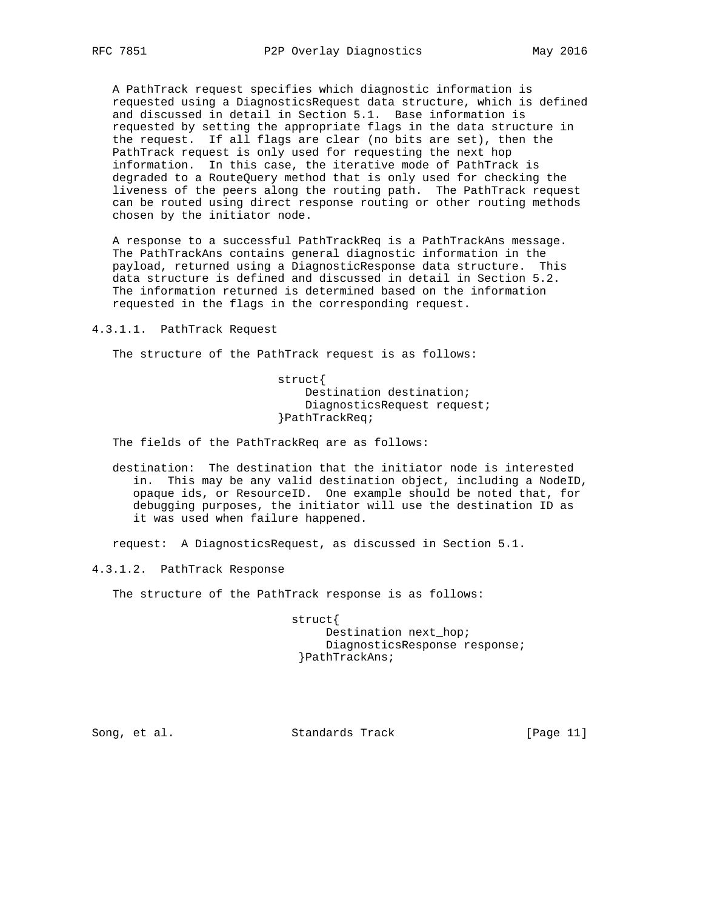A PathTrack request specifies which diagnostic information is requested using a DiagnosticsRequest data structure, which is defined and discussed in detail in Section 5.1. Base information is requested by setting the appropriate flags in the data structure in the request. If all flags are clear (no bits are set), then the PathTrack request is only used for requesting the next hop information. In this case, the iterative mode of PathTrack is degraded to a RouteQuery method that is only used for checking the liveness of the peers along the routing path. The PathTrack request can be routed using direct response routing or other routing methods chosen by the initiator node.

A response to a successful PathTrackReq is a PathTrackAns message. The PathTrackAns contains general diagnostic information in the payload, returned using a DiagnosticResponse data structure. This data structure is defined and discussed in detail in Section 5.2. The information returned is determined based on the information requested in the flags in the corresponding request.

#### 4.3.1.1. PathTrack Request

The structure of the PathTrack request is as follows:

```
struct{
    Destination destination;
    DiagnosticsRequest request;
}PathTrackReq;
```

The fields of the PathTrackReq are as follows:

destination: The destination that the initiator node is interested in. This may be any valid destination object, including a NodeID, opaque ids, or ResourceID. One example should be noted that, for debugging purposes, the initiator will use the destination ID as it was used when failure happened.

request: A DiagnosticsRequest, as discussed in Section 5.1.

#### 4.3.1.2. PathTrack Response

The structure of the PathTrack response is as follows:

```
struct{
     Destination next_hop;
     DiagnosticsResponse response;
}PathTrackAns;
```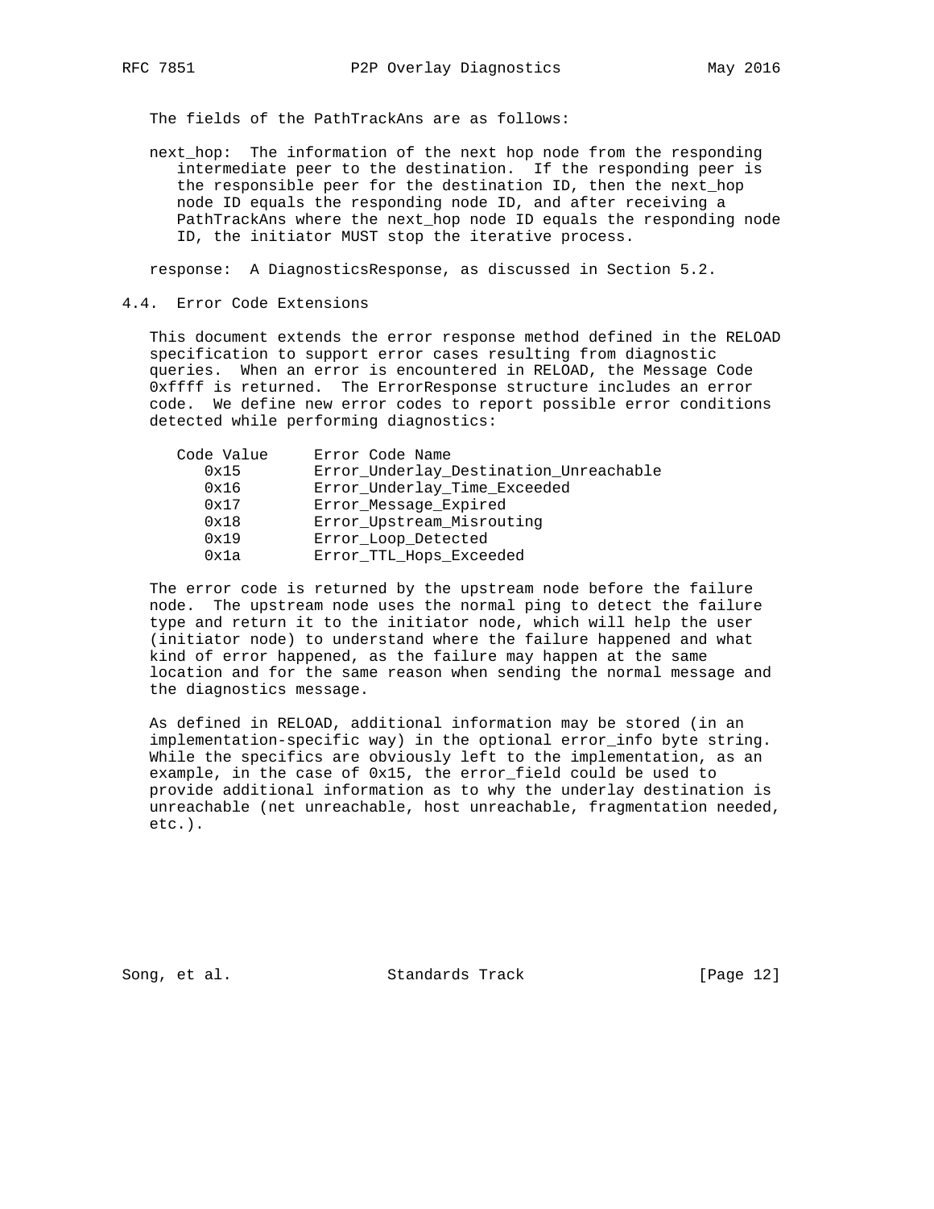The fields of the PathTrackAns are as follows:

next_hop: The information of the next hop node from the responding intermediate peer to the destination. If the responding peer is the responsible peer for the destination ID, then the next_hop node ID equals the responding node ID, and after receiving a PathTrackAns where the next_hop node ID equals the responding node ID, the initiator MUST stop the iterative process.

response: A DiagnosticsResponse, as discussed in Section 5.2.

### 4.4. Error Code Extensions

This document extends the error response method defined in the RELOAD specification to support error cases resulting from diagnostic queries. When an error is encountered in RELOAD, the Message Code 0xffff is returned. The ErrorResponse structure includes an error code. We define new error codes to report possible error conditions detected while performing diagnostics:

| Code Value | Error Code Name |
| --- | --- |
| 0x15 | Error_Underlay_Destination_Unreachable |
| 0x16 | Error_Underlay_Time_Exceeded |
| 0x17 | Error_Message_Expired |
| 0x18 | Error_Upstream_Misrouting |
| 0x19 | Error_Loop_Detected |
| 0x1a | Error_TTL_Hops_Exceeded |

The error code is returned by the upstream node before the failure node. The upstream node uses the normal ping to detect the failure type and return it to the initiator node, which will help the user (initiator node) to understand where the failure happened and what kind of error happened, as the failure may happen at the same location and for the same reason when sending the normal message and the diagnostics message.

As defined in RELOAD, additional information may be stored (in an implementation-specific way) in the optional error_info byte string. While the specifics are obviously left to the implementation, as an example, in the case of 0x15, the error_field could be used to provide additional information as to why the underlay destination is unreachable (net unreachable, host unreachable, fragmentation needed, etc.).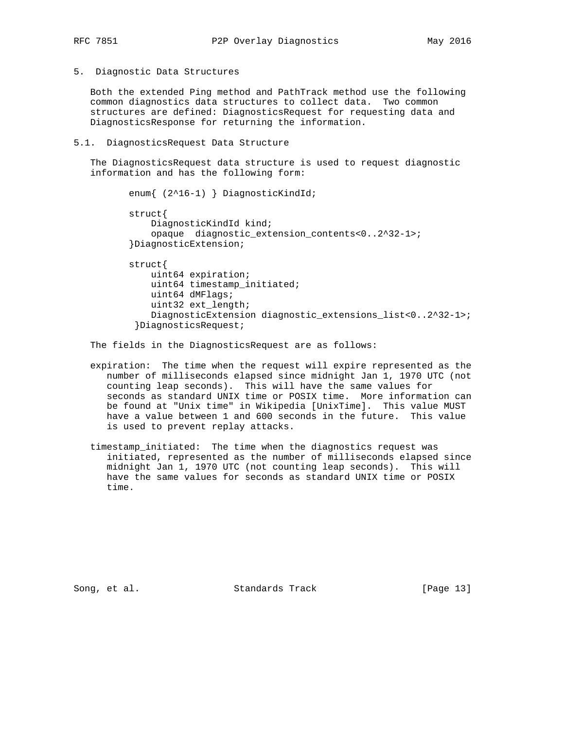## 5. Diagnostic Data Structures

Both the extended Ping method and PathTrack method use the following common diagnostics data structures to collect data. Two common structures are defined: DiagnosticsRequest for requesting data and DiagnosticsResponse for returning the information.

### 5.1. DiagnosticsRequest Data Structure

The DiagnosticsRequest data structure is used to request diagnostic information and has the following form:

```
enum{ (2^16-1) } DiagnosticKindId;

struct{
    DiagnosticKindId kind;
    opaque  diagnostic_extension_contents<0..2^32-1>;
}DiagnosticExtension;

struct{
    uint64 expiration;
    uint64 timestamp_initiated;
    uint64 dMFlags;
    uint32 ext_length;
    DiagnosticExtension diagnostic_extensions_list<0..2^32-1>;
 }DiagnosticsRequest;
```

The fields in the DiagnosticsRequest are as follows:

expiration: The time when the request will expire represented as the number of milliseconds elapsed since midnight Jan 1, 1970 UTC (not counting leap seconds). This will have the same values for seconds as standard UNIX time or POSIX time. More information can be found at "Unix time" in Wikipedia [UnixTime]. This value MUST have a value between 1 and 600 seconds in the future. This value is used to prevent replay attacks.

timestamp_initiated: The time when the diagnostics request was initiated, represented as the number of milliseconds elapsed since midnight Jan 1, 1970 UTC (not counting leap seconds). This will have the same values for seconds as standard UNIX time or POSIX time.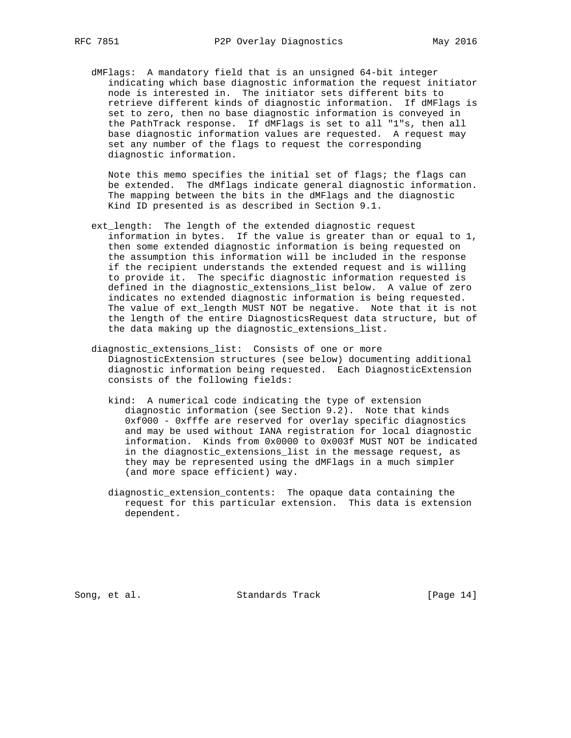dMFlags: A mandatory field that is an unsigned 64-bit integer indicating which base diagnostic information the request initiator node is interested in. The initiator sets different bits to retrieve different kinds of diagnostic information. If dMFlags is set to zero, then no base diagnostic information is conveyed in the PathTrack response. If dMFlags is set to all "1"s, then all base diagnostic information values are requested. A request may set any number of the flags to request the corresponding diagnostic information.

Note this memo specifies the initial set of flags; the flags can be extended. The dMflags indicate general diagnostic information. The mapping between the bits in the dMFlags and the diagnostic Kind ID presented is as described in Section 9.1.

ext_length: The length of the extended diagnostic request information in bytes. If the value is greater than or equal to 1, then some extended diagnostic information is being requested on the assumption this information will be included in the response if the recipient understands the extended request and is willing to provide it. The specific diagnostic information requested is defined in the diagnostic_extensions_list below. A value of zero indicates no extended diagnostic information is being requested. The value of ext_length MUST NOT be negative. Note that it is not the length of the entire DiagnosticsRequest data structure, but of the data making up the diagnostic_extensions_list.

diagnostic_extensions_list: Consists of one or more DiagnosticExtension structures (see below) documenting additional diagnostic information being requested. Each DiagnosticExtension consists of the following fields:

kind: A numerical code indicating the type of extension diagnostic information (see Section 9.2). Note that kinds 0xf000 - 0xfffe are reserved for overlay specific diagnostics and may be used without IANA registration for local diagnostic information. Kinds from 0x0000 to 0x003f MUST NOT be indicated in the diagnostic_extensions_list in the message request, as they may be represented using the dMFlags in a much simpler (and more space efficient) way.

diagnostic_extension_contents: The opaque data containing the request for this particular extension. This data is extension dependent.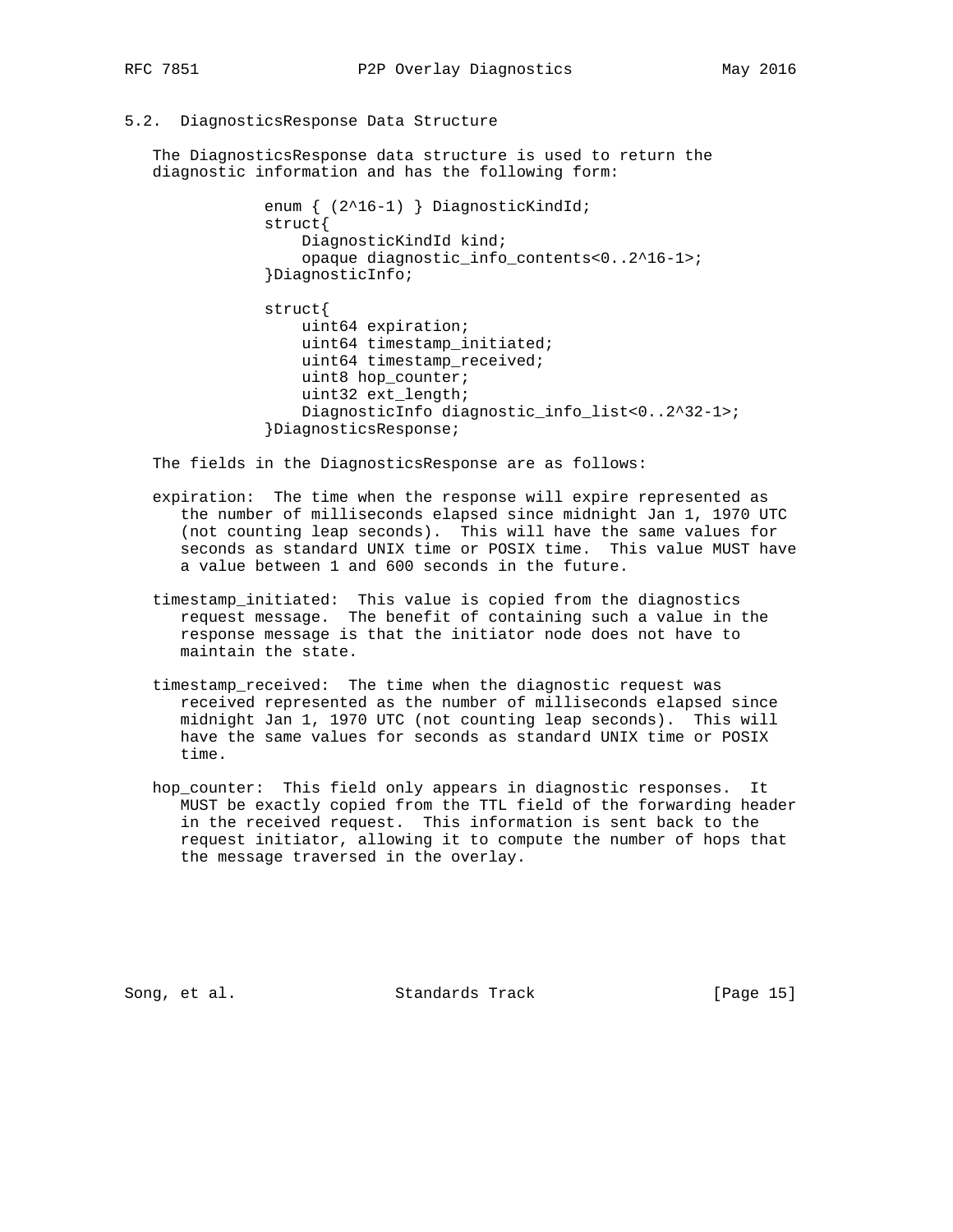### 5.2. DiagnosticsResponse Data Structure

The DiagnosticsResponse data structure is used to return the diagnostic information and has the following form:

```
enum { (2^16-1) } DiagnosticKindId;
struct{
    DiagnosticKindId kind;
    opaque diagnostic_info_contents<0..2^16-1>;
}DiagnosticInfo;

struct{
    uint64 expiration;
    uint64 timestamp_initiated;
    uint64 timestamp_received;
    uint8 hop_counter;
    uint32 ext_length;
    DiagnosticInfo diagnostic_info_list<0..2^32-1>;
}DiagnosticsResponse;
```

The fields in the DiagnosticsResponse are as follows:

expiration: The time when the response will expire represented as the number of milliseconds elapsed since midnight Jan 1, 1970 UTC (not counting leap seconds). This will have the same values for seconds as standard UNIX time or POSIX time. This value MUST have a value between 1 and 600 seconds in the future.

timestamp_initiated: This value is copied from the diagnostics request message. The benefit of containing such a value in the response message is that the initiator node does not have to maintain the state.

timestamp_received: The time when the diagnostic request was received represented as the number of milliseconds elapsed since midnight Jan 1, 1970 UTC (not counting leap seconds). This will have the same values for seconds as standard UNIX time or POSIX time.

hop_counter: This field only appears in diagnostic responses. It MUST be exactly copied from the TTL field of the forwarding header in the received request. This information is sent back to the request initiator, allowing it to compute the number of hops that the message traversed in the overlay.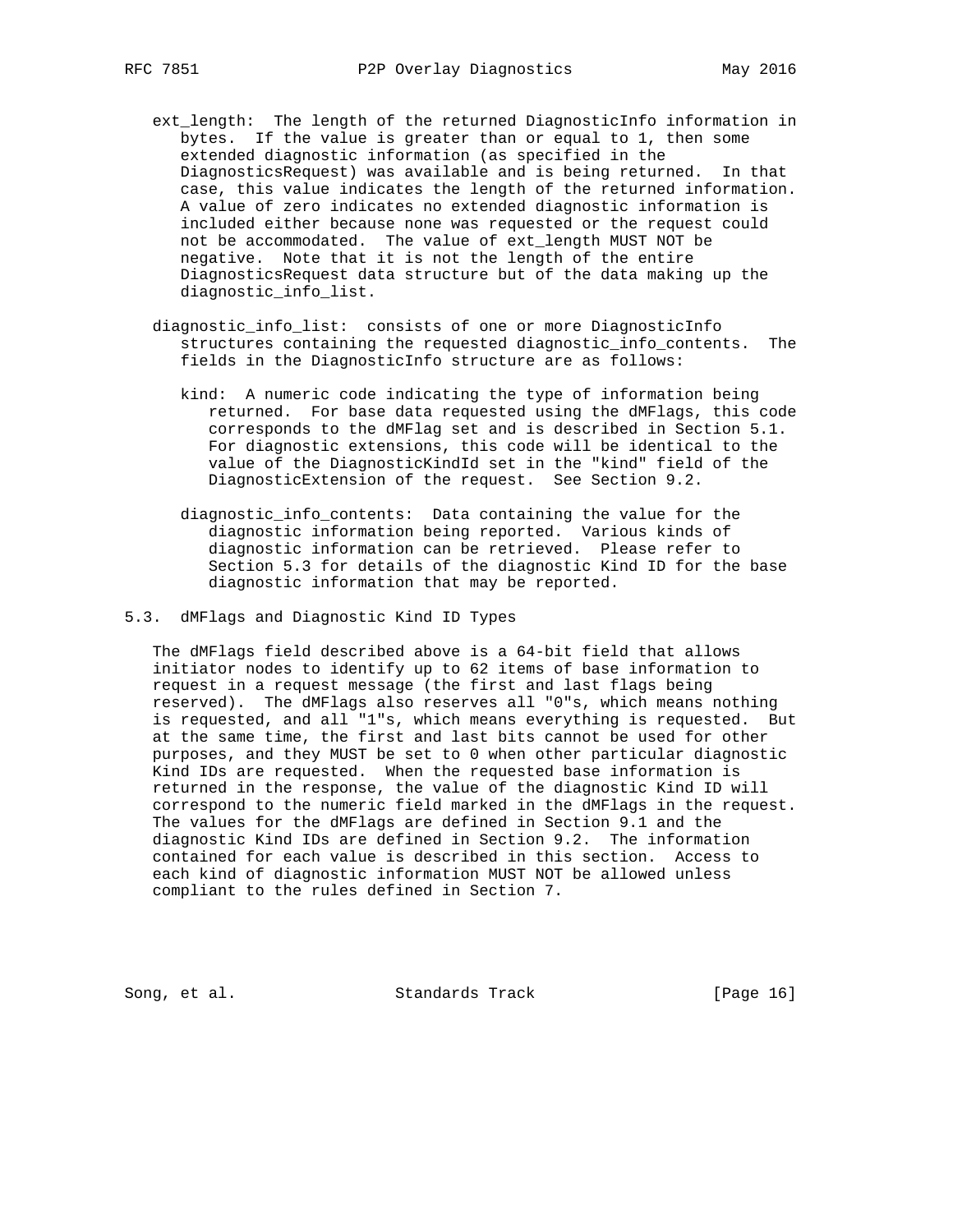ext_length: The length of the returned DiagnosticInfo information in bytes. If the value is greater than or equal to 1, then some extended diagnostic information (as specified in the DiagnosticsRequest) was available and is being returned. In that case, this value indicates the length of the returned information. A value of zero indicates no extended diagnostic information is included either because none was requested or the request could not be accommodated. The value of ext_length MUST NOT be negative. Note that it is not the length of the entire DiagnosticsRequest data structure but of the data making up the diagnostic_info_list.

diagnostic_info_list: consists of one or more DiagnosticInfo structures containing the requested diagnostic_info_contents. The fields in the DiagnosticInfo structure are as follows:

- kind: A numeric code indicating the type of information being returned. For base data requested using the dMFlags, this code corresponds to the dMFlag set and is described in Section 5.1. For diagnostic extensions, this code will be identical to the value of the DiagnosticKindId set in the "kind" field of the DiagnosticExtension of the request. See Section 9.2.

- diagnostic_info_contents: Data containing the value for the diagnostic information being reported. Various kinds of diagnostic information can be retrieved. Please refer to Section 5.3 for details of the diagnostic Kind ID for the base diagnostic information that may be reported.

### 5.3. dMFlags and Diagnostic Kind ID Types

The dMFlags field described above is a 64-bit field that allows initiator nodes to identify up to 62 items of base information to request in a request message (the first and last flags being reserved). The dMFlags also reserves all "0"s, which means nothing is requested, and all "1"s, which means everything is requested. But at the same time, the first and last bits cannot be used for other purposes, and they MUST be set to 0 when other particular diagnostic Kind IDs are requested. When the requested base information is returned in the response, the value of the diagnostic Kind ID will correspond to the numeric field marked in the dMFlags in the request. The values for the dMFlags are defined in Section 9.1 and the diagnostic Kind IDs are defined in Section 9.2. The information contained for each value is described in this section. Access to each kind of diagnostic information MUST NOT be allowed unless compliant to the rules defined in Section 7.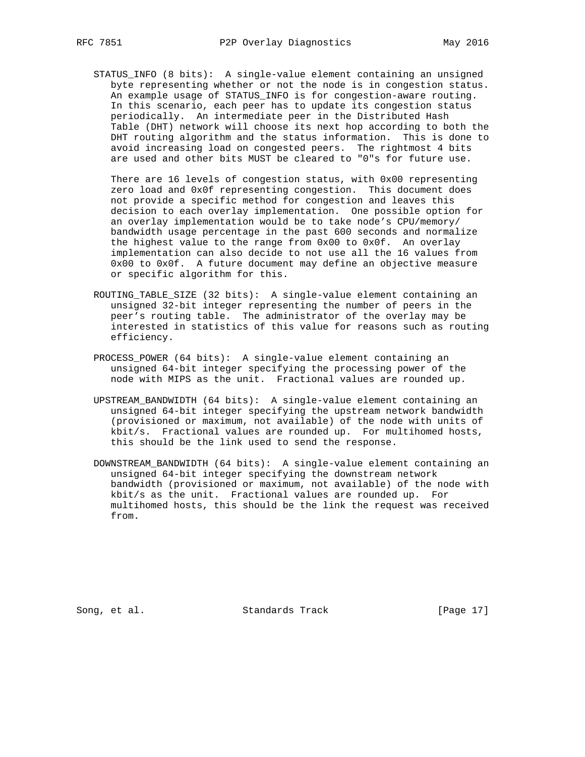STATUS_INFO (8 bits): A single-value element containing an unsigned byte representing whether or not the node is in congestion status. An example usage of STATUS_INFO is for congestion-aware routing. In this scenario, each peer has to update its congestion status periodically. An intermediate peer in the Distributed Hash Table (DHT) network will choose its next hop according to both the DHT routing algorithm and the status information. This is done to avoid increasing load on congested peers. The rightmost 4 bits are used and other bits MUST be cleared to "0"s for future use.

There are 16 levels of congestion status, with 0x00 representing zero load and 0x0f representing congestion. This document does not provide a specific method for congestion and leaves this decision to each overlay implementation. One possible option for an overlay implementation would be to take node's CPU/memory/bandwidth usage percentage in the past 600 seconds and normalize the highest value to the range from 0x00 to 0x0f. An overlay implementation can also decide to not use all the 16 values from 0x00 to 0x0f. A future document may define an objective measure or specific algorithm for this.

ROUTING_TABLE_SIZE (32 bits): A single-value element containing an unsigned 32-bit integer representing the number of peers in the peer's routing table. The administrator of the overlay may be interested in statistics of this value for reasons such as routing efficiency.

PROCESS_POWER (64 bits): A single-value element containing an unsigned 64-bit integer specifying the processing power of the node with MIPS as the unit. Fractional values are rounded up.

UPSTREAM_BANDWIDTH (64 bits): A single-value element containing an unsigned 64-bit integer specifying the upstream network bandwidth (provisioned or maximum, not available) of the node with units of kbit/s. Fractional values are rounded up. For multihomed hosts, this should be the link used to send the response.

DOWNSTREAM_BANDWIDTH (64 bits): A single-value element containing an unsigned 64-bit integer specifying the downstream network bandwidth (provisioned or maximum, not available) of the node with kbit/s as the unit. Fractional values are rounded up. For multihomed hosts, this should be the link the request was received from.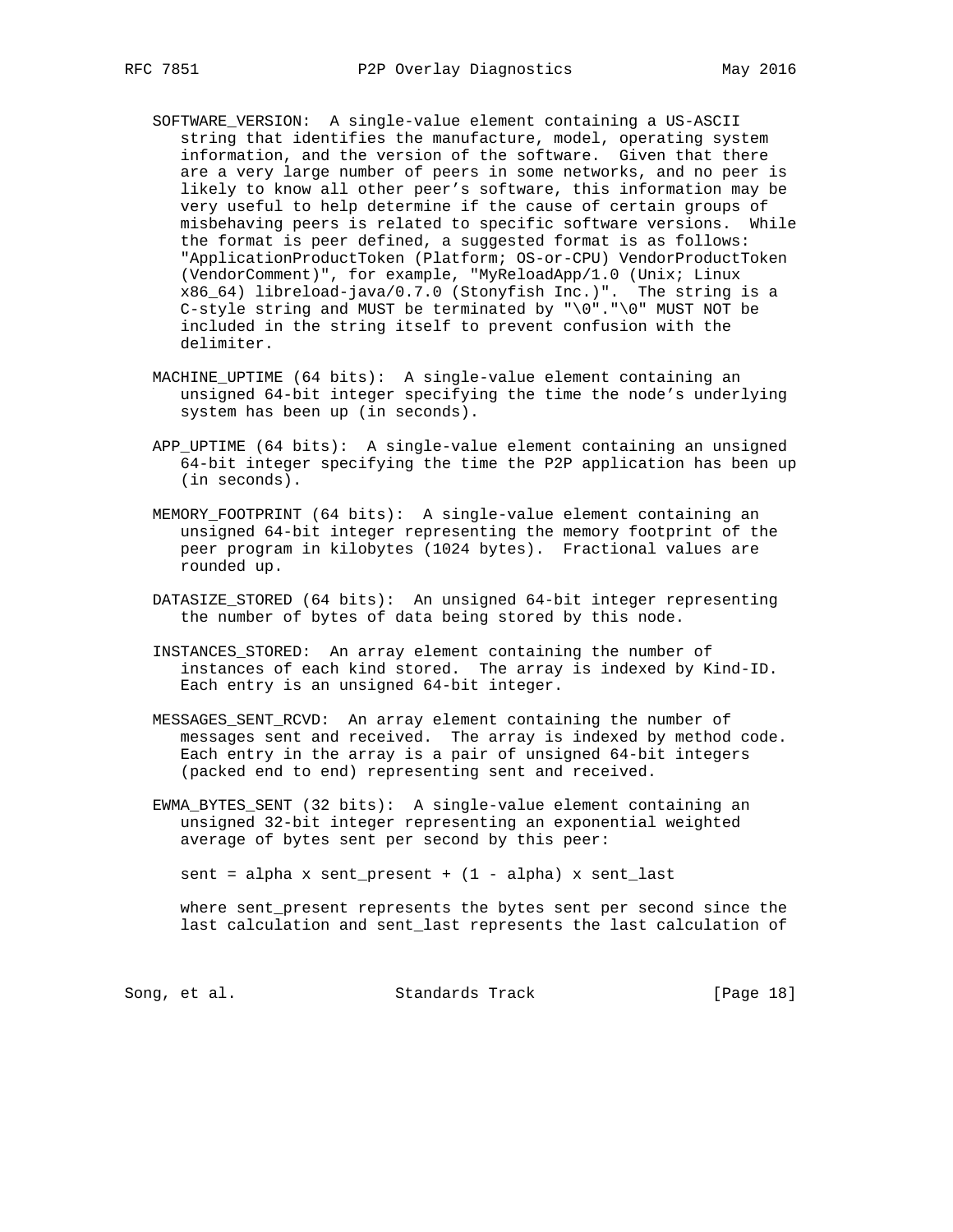SOFTWARE_VERSION: A single-value element containing a US-ASCII string that identifies the manufacture, model, operating system information, and the version of the software. Given that there are a very large number of peers in some networks, and no peer is likely to know all other peer's software, this information may be very useful to help determine if the cause of certain groups of misbehaving peers is related to specific software versions. While the format is peer defined, a suggested format is as follows: "ApplicationProductToken (Platform; OS-or-CPU) VendorProductToken (VendorComment)", for example, "MyReloadApp/1.0 (Unix; Linux x86_64) libreload-java/0.7.0 (Stonyfish Inc.)". The string is a C-style string and MUST be terminated by "\0"."\0" MUST NOT be included in the string itself to prevent confusion with the delimiter.

MACHINE_UPTIME (64 bits): A single-value element containing an unsigned 64-bit integer specifying the time the node's underlying system has been up (in seconds).

APP_UPTIME (64 bits): A single-value element containing an unsigned 64-bit integer specifying the time the P2P application has been up (in seconds).

MEMORY_FOOTPRINT (64 bits): A single-value element containing an unsigned 64-bit integer representing the memory footprint of the peer program in kilobytes (1024 bytes). Fractional values are rounded up.

DATASIZE_STORED (64 bits): An unsigned 64-bit integer representing the number of bytes of data being stored by this node.

INSTANCES_STORED: An array element containing the number of instances of each kind stored. The array is indexed by Kind-ID. Each entry is an unsigned 64-bit integer.

MESSAGES_SENT_RCVD: An array element containing the number of messages sent and received. The array is indexed by method code. Each entry in the array is a pair of unsigned 64-bit integers (packed end to end) representing sent and received.

EWMA_BYTES_SENT (32 bits): A single-value element containing an unsigned 32-bit integer representing an exponential weighted average of bytes sent per second by this peer:

sent = alpha x sent_present + (1 - alpha) x sent_last

where sent_present represents the bytes sent per second since the last calculation and sent_last represents the last calculation of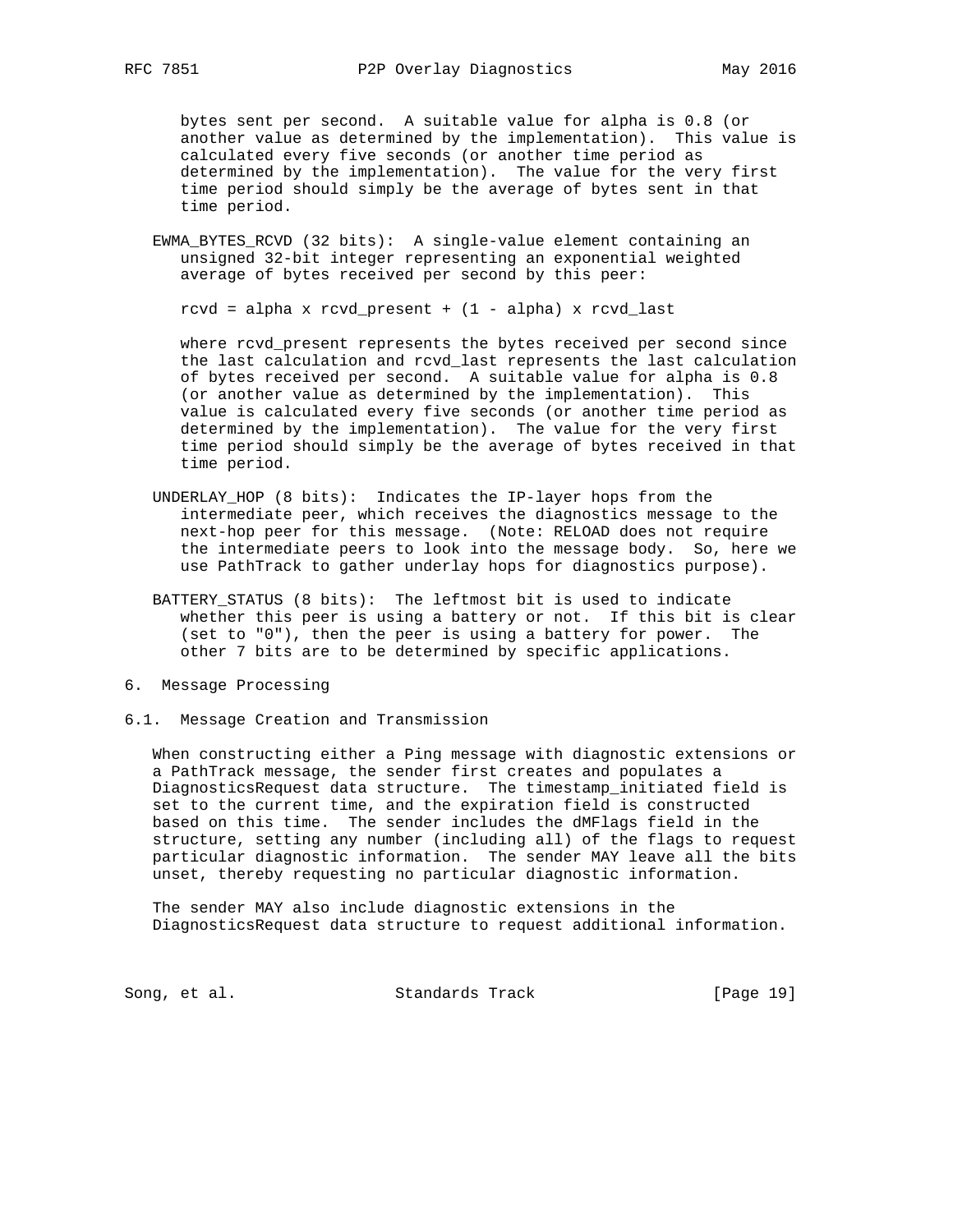bytes sent per second. A suitable value for alpha is 0.8 (or another value as determined by the implementation). This value is calculated every five seconds (or another time period as determined by the implementation). The value for the very first time period should simply be the average of bytes sent in that time period.

EWMA_BYTES_RCVD (32 bits): A single-value element containing an unsigned 32-bit integer representing an exponential weighted average of bytes received per second by this peer:

rcvd = alpha x rcvd_present + (1 - alpha) x rcvd_last

where rcvd_present represents the bytes received per second since the last calculation and rcvd_last represents the last calculation of bytes received per second. A suitable value for alpha is 0.8 (or another value as determined by the implementation). This value is calculated every five seconds (or another time period as determined by the implementation). The value for the very first time period should simply be the average of bytes received in that time period.

UNDERLAY_HOP (8 bits): Indicates the IP-layer hops from the intermediate peer, which receives the diagnostics message to the next-hop peer for this message. (Note: RELOAD does not require the intermediate peers to look into the message body. So, here we use PathTrack to gather underlay hops for diagnostics purpose).

BATTERY_STATUS (8 bits): The leftmost bit is used to indicate whether this peer is using a battery or not. If this bit is clear (set to "0"), then the peer is using a battery for power. The other 7 bits are to be determined by specific applications.

# 6. Message Processing

## 6.1. Message Creation and Transmission

When constructing either a Ping message with diagnostic extensions or a PathTrack message, the sender first creates and populates a DiagnosticsRequest data structure. The timestamp_initiated field is set to the current time, and the expiration field is constructed based on this time. The sender includes the dMFlags field in the structure, setting any number (including all) of the flags to request particular diagnostic information. The sender MAY leave all the bits unset, thereby requesting no particular diagnostic information.

The sender MAY also include diagnostic extensions in the DiagnosticsRequest data structure to request additional information.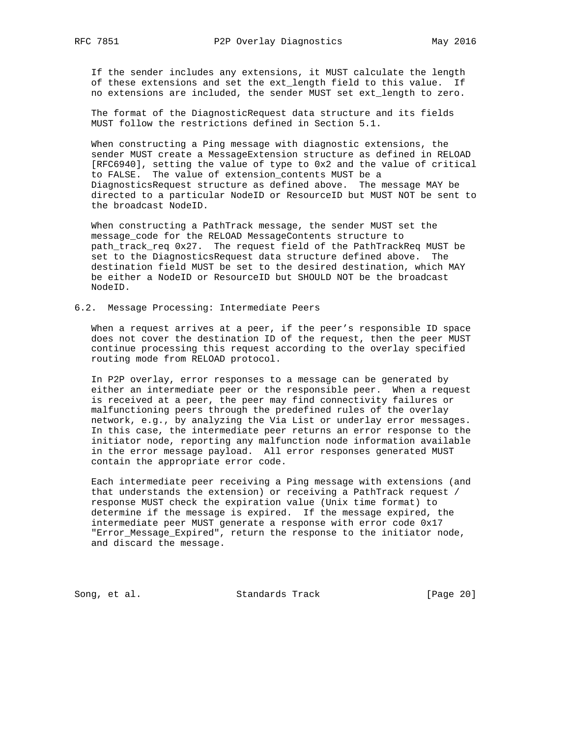If the sender includes any extensions, it MUST calculate the length of these extensions and set the ext_length field to this value. If no extensions are included, the sender MUST set ext_length to zero.

The format of the DiagnosticRequest data structure and its fields MUST follow the restrictions defined in Section 5.1.

When constructing a Ping message with diagnostic extensions, the sender MUST create a MessageExtension structure as defined in RELOAD [RFC6940], setting the value of type to 0x2 and the value of critical to FALSE. The value of extension_contents MUST be a DiagnosticsRequest structure as defined above. The message MAY be directed to a particular NodeID or ResourceID but MUST NOT be sent to the broadcast NodeID.

When constructing a PathTrack message, the sender MUST set the message_code for the RELOAD MessageContents structure to path_track_req 0x27. The request field of the PathTrackReq MUST be set to the DiagnosticsRequest data structure defined above. The destination field MUST be set to the desired destination, which MAY be either a NodeID or ResourceID but SHOULD NOT be the broadcast NodeID.

## 6.2. Message Processing: Intermediate Peers

When a request arrives at a peer, if the peer’s responsible ID space does not cover the destination ID of the request, then the peer MUST continue processing this request according to the overlay specified routing mode from RELOAD protocol.

In P2P overlay, error responses to a message can be generated by either an intermediate peer or the responsible peer. When a request is received at a peer, the peer may find connectivity failures or malfunctioning peers through the predefined rules of the overlay network, e.g., by analyzing the Via List or underlay error messages. In this case, the intermediate peer returns an error response to the initiator node, reporting any malfunction node information available in the error message payload. All error responses generated MUST contain the appropriate error code.

Each intermediate peer receiving a Ping message with extensions (and that understands the extension) or receiving a PathTrack request / response MUST check the expiration value (Unix time format) to determine if the message is expired. If the message expired, the intermediate peer MUST generate a response with error code 0x17 "Error_Message_Expired", return the response to the initiator node, and discard the message.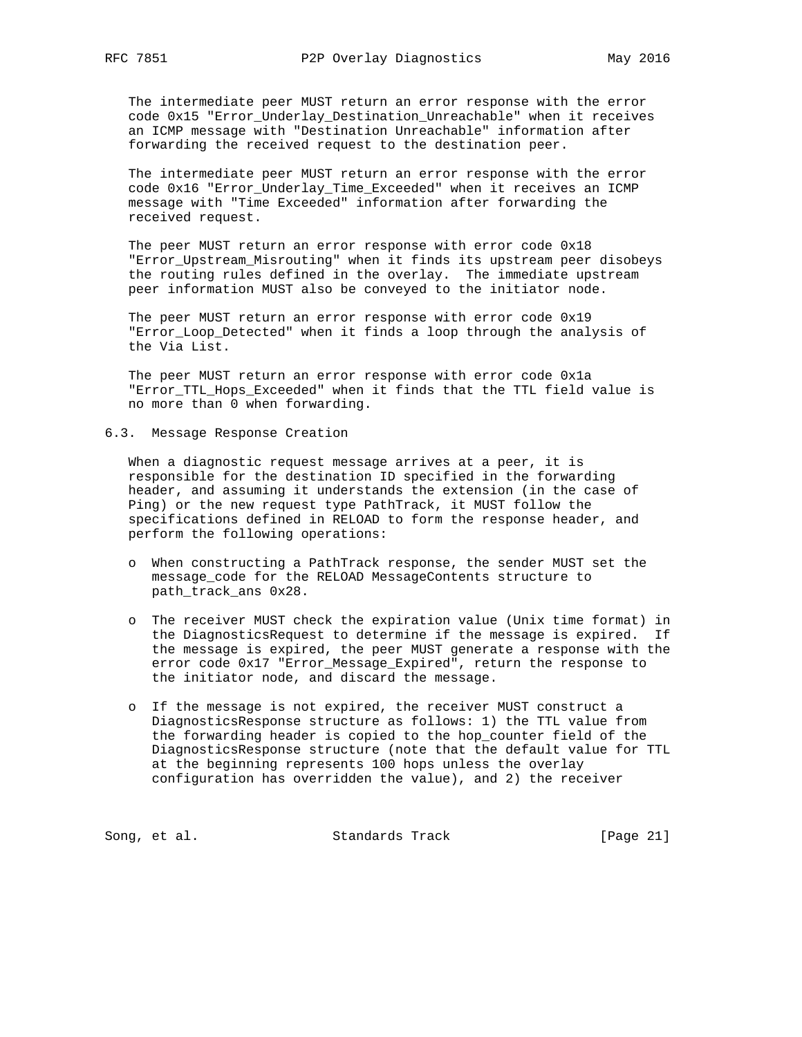The intermediate peer MUST return an error response with the error code 0x15 "Error_Underlay_Destination_Unreachable" when it receives an ICMP message with "Destination Unreachable" information after forwarding the received request to the destination peer.

The intermediate peer MUST return an error response with the error code 0x16 "Error_Underlay_Time_Exceeded" when it receives an ICMP message with "Time Exceeded" information after forwarding the received request.

The peer MUST return an error response with error code 0x18 "Error_Upstream_Misrouting" when it finds its upstream peer disobeys the routing rules defined in the overlay. The immediate upstream peer information MUST also be conveyed to the initiator node.

The peer MUST return an error response with error code 0x19 "Error_Loop_Detected" when it finds a loop through the analysis of the Via List.

The peer MUST return an error response with error code 0x1a "Error_TTL_Hops_Exceeded" when it finds that the TTL field value is no more than 0 when forwarding.

### 6.3. Message Response Creation

When a diagnostic request message arrives at a peer, it is responsible for the destination ID specified in the forwarding header, and assuming it understands the extension (in the case of Ping) or the new request type PathTrack, it MUST follow the specifications defined in RELOAD to form the response header, and perform the following operations:

- When constructing a PathTrack response, the sender MUST set the message_code for the RELOAD MessageContents structure to path_track_ans 0x28.

- The receiver MUST check the expiration value (Unix time format) in the DiagnosticsRequest to determine if the message is expired. If the message is expired, the peer MUST generate a response with the error code 0x17 "Error_Message_Expired", return the response to the initiator node, and discard the message.

- If the message is not expired, the receiver MUST construct a DiagnosticsResponse structure as follows: 1) the TTL value from the forwarding header is copied to the hop_counter field of the DiagnosticsResponse structure (note that the default value for TTL at the beginning represents 100 hops unless the overlay configuration has overridden the value), and 2) the receiver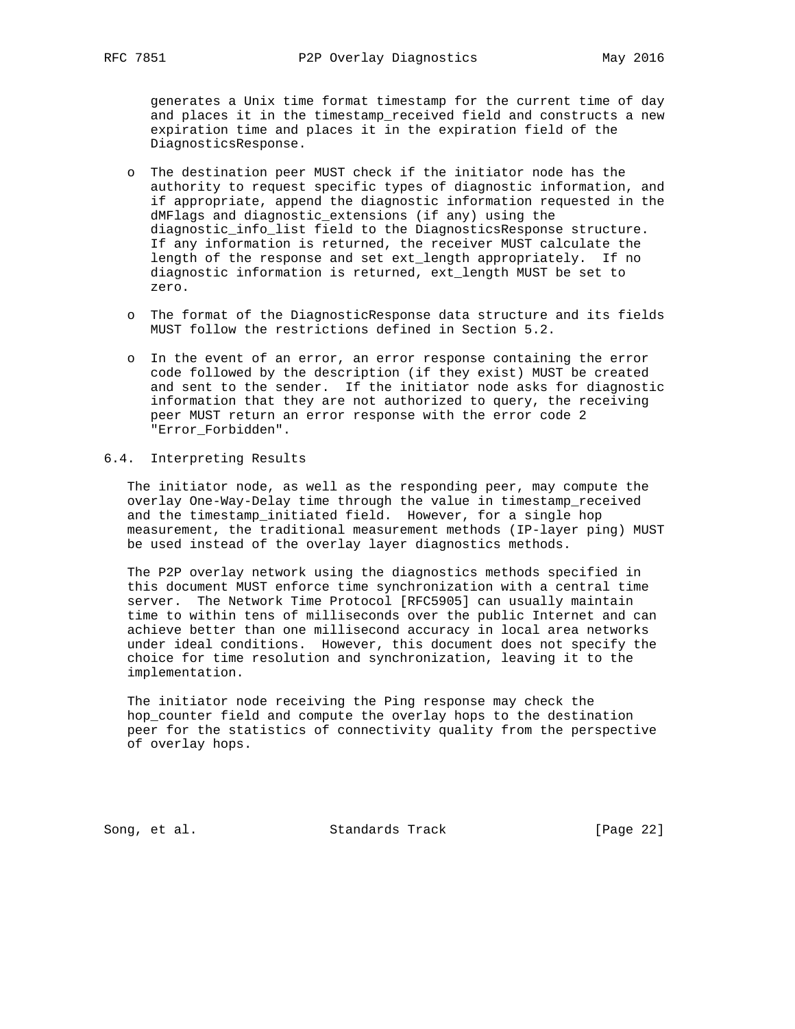generates a Unix time format timestamp for the current time of day and places it in the timestamp_received field and constructs a new expiration time and places it in the expiration field of the DiagnosticsResponse.

- The destination peer MUST check if the initiator node has the authority to request specific types of diagnostic information, and if appropriate, append the diagnostic information requested in the dMFlags and diagnostic_extensions (if any) using the diagnostic_info_list field to the DiagnosticsResponse structure. If any information is returned, the receiver MUST calculate the length of the response and set ext_length appropriately. If no diagnostic information is returned, ext_length MUST be set to zero.

- The format of the DiagnosticResponse data structure and its fields MUST follow the restrictions defined in Section 5.2.

- In the event of an error, an error response containing the error code followed by the description (if they exist) MUST be created and sent to the sender. If the initiator node asks for diagnostic information that they are not authorized to query, the receiving peer MUST return an error response with the error code 2 "Error_Forbidden".

## 6.4. Interpreting Results

The initiator node, as well as the responding peer, may compute the overlay One-Way-Delay time through the value in timestamp_received and the timestamp_initiated field. However, for a single hop measurement, the traditional measurement methods (IP-layer ping) MUST be used instead of the overlay layer diagnostics methods.

The P2P overlay network using the diagnostics methods specified in this document MUST enforce time synchronization with a central time server. The Network Time Protocol [RFC5905] can usually maintain time to within tens of milliseconds over the public Internet and can achieve better than one millisecond accuracy in local area networks under ideal conditions. However, this document does not specify the choice for time resolution and synchronization, leaving it to the implementation.

The initiator node receiving the Ping response may check the hop_counter field and compute the overlay hops to the destination peer for the statistics of connectivity quality from the perspective of overlay hops.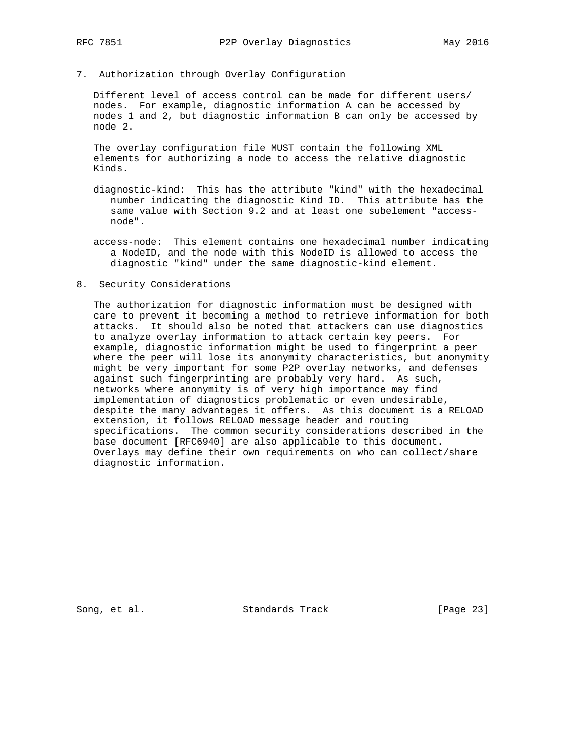## 7. Authorization through Overlay Configuration

Different level of access control can be made for different users/nodes. For example, diagnostic information A can be accessed by nodes 1 and 2, but diagnostic information B can only be accessed by node 2.

The overlay configuration file MUST contain the following XML elements for authorizing a node to access the relative diagnostic Kinds.

diagnostic-kind: This has the attribute "kind" with the hexadecimal number indicating the diagnostic Kind ID. This attribute has the same value with Section 9.2 and at least one subelement "access-node".

access-node: This element contains one hexadecimal number indicating a NodeID, and the node with this NodeID is allowed to access the diagnostic "kind" under the same diagnostic-kind element.

## 8. Security Considerations

The authorization for diagnostic information must be designed with care to prevent it becoming a method to retrieve information for both attacks. It should also be noted that attackers can use diagnostics to analyze overlay information to attack certain key peers. For example, diagnostic information might be used to fingerprint a peer where the peer will lose its anonymity characteristics, but anonymity might be very important for some P2P overlay networks, and defenses against such fingerprinting are probably very hard. As such, networks where anonymity is of very high importance may find implementation of diagnostics problematic or even undesirable, despite the many advantages it offers. As this document is a RELOAD extension, it follows RELOAD message header and routing specifications. The common security considerations described in the base document [RFC6940] are also applicable to this document. Overlays may define their own requirements on who can collect/share diagnostic information.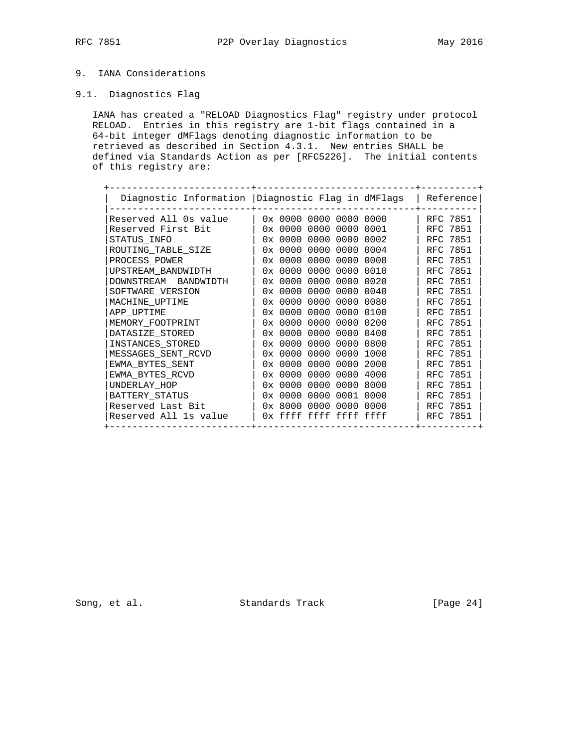## 9. IANA Considerations

### 9.1. Diagnostics Flag

IANA has created a "RELOAD Diagnostics Flag" registry under protocol RELOAD. Entries in this registry are 1-bit flags contained in a 64-bit integer dMFlags denoting diagnostic information to be retrieved as described in Section 4.3.1. New entries SHALL be defined via Standards Action as per [RFC5226]. The initial contents of this registry are:

| Diagnostic Information | Diagnostic Flag in dMFlags | Reference |
|---|---|---|
| Reserved All 0s value | 0x 0000 0000 0000 0000 | RFC 7851 |
| Reserved First Bit | 0x 0000 0000 0000 0001 | RFC 7851 |
| STATUS_INFO | 0x 0000 0000 0000 0002 | RFC 7851 |
| ROUTING_TABLE_SIZE | 0x 0000 0000 0000 0004 | RFC 7851 |
| PROCESS_POWER | 0x 0000 0000 0000 0008 | RFC 7851 |
| UPSTREAM_BANDWIDTH | 0x 0000 0000 0000 0010 | RFC 7851 |
| DOWNSTREAM_ BANDWIDTH | 0x 0000 0000 0000 0020 | RFC 7851 |
| SOFTWARE_VERSION | 0x 0000 0000 0000 0040 | RFC 7851 |
| MACHINE_UPTIME | 0x 0000 0000 0000 0080 | RFC 7851 |
| APP_UPTIME | 0x 0000 0000 0000 0100 | RFC 7851 |
| MEMORY_FOOTPRINT | 0x 0000 0000 0000 0200 | RFC 7851 |
| DATASIZE_STORED | 0x 0000 0000 0000 0400 | RFC 7851 |
| INSTANCES_STORED | 0x 0000 0000 0000 0800 | RFC 7851 |
| MESSAGES_SENT_RCVD | 0x 0000 0000 0000 1000 | RFC 7851 |
| EWMA_BYTES_SENT | 0x 0000 0000 0000 2000 | RFC 7851 |
| EWMA_BYTES_RCVD | 0x 0000 0000 0000 4000 | RFC 7851 |
| UNDERLAY_HOP | 0x 0000 0000 0000 8000 | RFC 7851 |
| BATTERY_STATUS | 0x 0000 0000 0001 0000 | RFC 7851 |
| Reserved Last Bit | 0x 8000 0000 0000 0000 | RFC 7851 |
| Reserved All 1s value | 0x ffff ffff ffff ffff | RFC 7851 |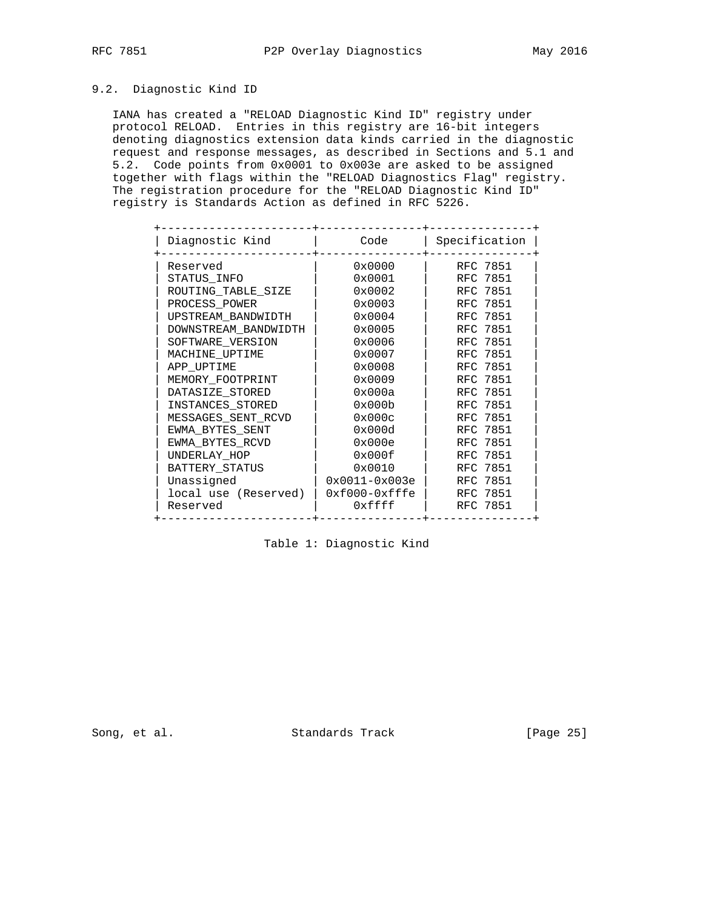### 9.2. Diagnostic Kind ID

IANA has created a "RELOAD Diagnostic Kind ID" registry under protocol RELOAD. Entries in this registry are 16-bit integers denoting diagnostics extension data kinds carried in the diagnostic request and response messages, as described in Sections and 5.1 and 5.2. Code points from 0x0001 to 0x003e are asked to be assigned together with flags within the "RELOAD Diagnostics Flag" registry. The registration procedure for the "RELOAD Diagnostic Kind ID" registry is Standards Action as defined in RFC 5226.

| Diagnostic Kind | Code | Specification |
|---|---|---|
| Reserved | 0x0000 | RFC 7851 |
| STATUS_INFO | 0x0001 | RFC 7851 |
| ROUTING_TABLE_SIZE | 0x0002 | RFC 7851 |
| PROCESS_POWER | 0x0003 | RFC 7851 |
| UPSTREAM_BANDWIDTH | 0x0004 | RFC 7851 |
| DOWNSTREAM_BANDWIDTH | 0x0005 | RFC 7851 |
| SOFTWARE_VERSION | 0x0006 | RFC 7851 |
| MACHINE_UPTIME | 0x0007 | RFC 7851 |
| APP_UPTIME | 0x0008 | RFC 7851 |
| MEMORY_FOOTPRINT | 0x0009 | RFC 7851 |
| DATASIZE_STORED | 0x000a | RFC 7851 |
| INSTANCES_STORED | 0x000b | RFC 7851 |
| MESSAGES_SENT_RCVD | 0x000c | RFC 7851 |
| EWMA_BYTES_SENT | 0x000d | RFC 7851 |
| EWMA_BYTES_RCVD | 0x000e | RFC 7851 |
| UNDERLAY_HOP | 0x000f | RFC 7851 |
| BATTERY_STATUS | 0x0010 | RFC 7851 |
| Unassigned | 0x0011-0x003e | RFC 7851 |
| local use (Reserved) | 0xf000-0xfffe | RFC 7851 |
| Reserved | 0xffff | RFC 7851 |

Table 1: Diagnostic Kind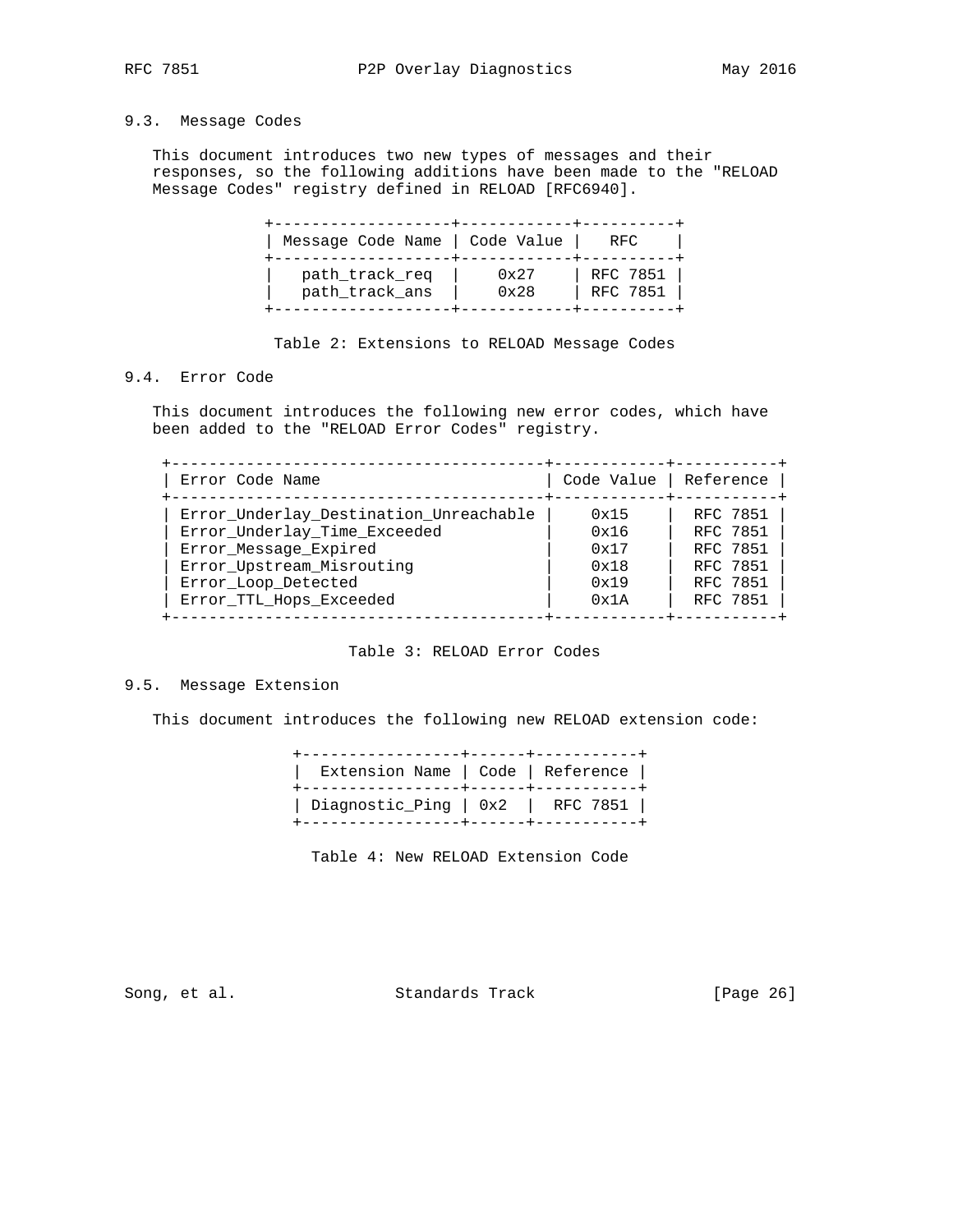## 9.3. Message Codes

This document introduces two new types of messages and their responses, so the following additions have been made to the "RELOAD Message Codes" registry defined in RELOAD [RFC6940].

| Message Code Name | Code Value | RFC |
|---|---|---|
| path_track_req | 0x27 | RFC 7851 |
| path_track_ans | 0x28 | RFC 7851 |

Table 2: Extensions to RELOAD Message Codes

## 9.4. Error Code

This document introduces the following new error codes, which have been added to the "RELOAD Error Codes" registry.

| Error Code Name | Code Value | Reference |
|---|---|---|
| Error_Underlay_Destination_Unreachable | 0x15 | RFC 7851 |
| Error_Underlay_Time_Exceeded | 0x16 | RFC 7851 |
| Error_Message_Expired | 0x17 | RFC 7851 |
| Error_Upstream_Misrouting | 0x18 | RFC 7851 |
| Error_Loop_Detected | 0x19 | RFC 7851 |
| Error_TTL_Hops_Exceeded | 0x1A | RFC 7851 |

Table 3: RELOAD Error Codes

## 9.5. Message Extension

This document introduces the following new RELOAD extension code:

| Extension Name | Code | Reference |
|---|---|---|
| Diagnostic_Ping | 0x2 | RFC 7851 |

Table 4: New RELOAD Extension Code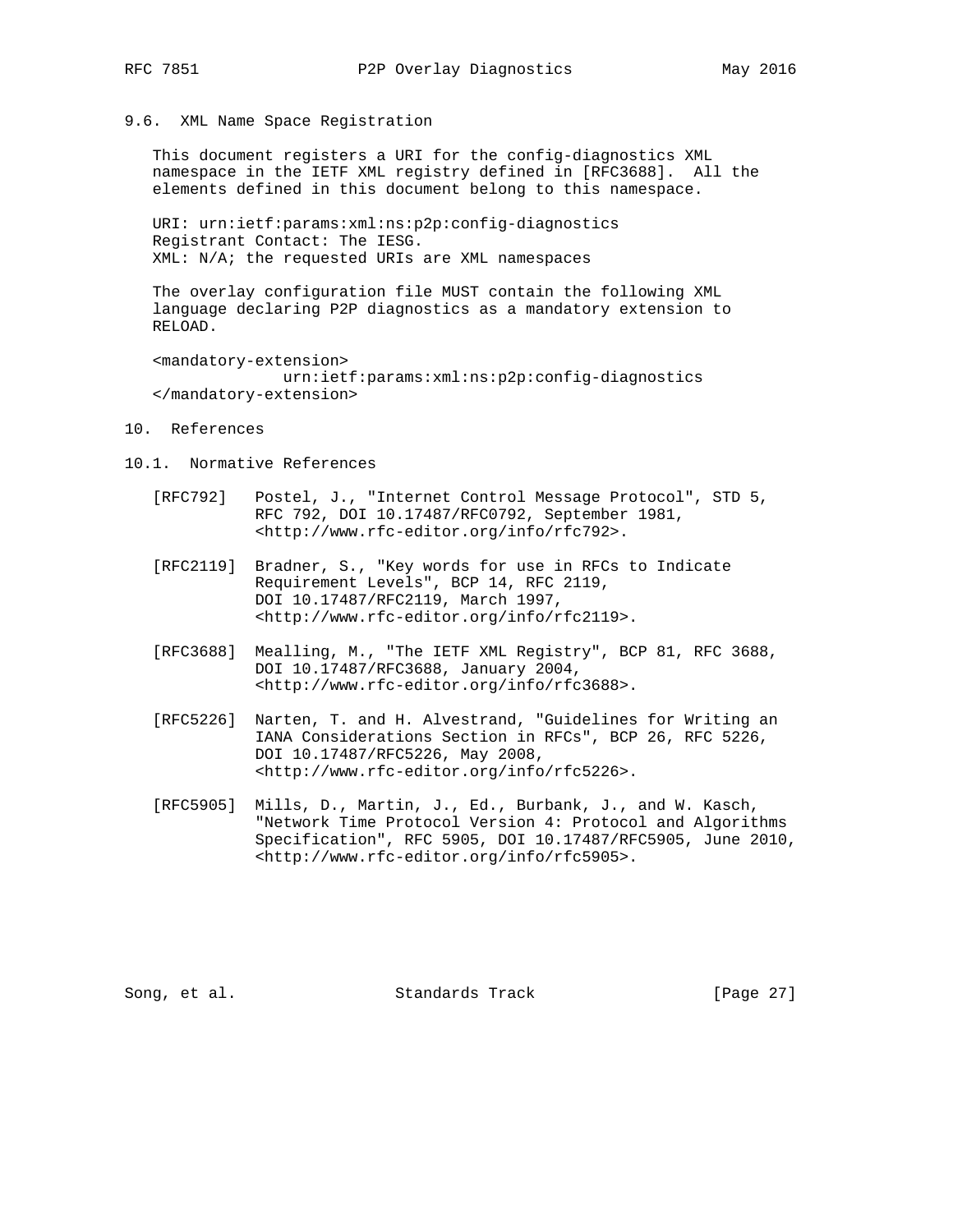### 9.6. XML Name Space Registration

This document registers a URI for the config-diagnostics XML namespace in the IETF XML registry defined in [RFC3688]. All the elements defined in this document belong to this namespace.

URI: urn:ietf:params:xml:ns:p2p:config-diagnostics
Registrant Contact: The IESG.
XML: N/A; the requested URIs are XML namespaces

The overlay configuration file MUST contain the following XML language declaring P2P diagnostics as a mandatory extension to RELOAD.

```
<mandatory-extension>
            urn:ietf:params:xml:ns:p2p:config-diagnostics
</mandatory-extension>
```

## 10. References

### 10.1. Normative References

[RFC792] Postel, J., "Internet Control Message Protocol", STD 5, RFC 792, DOI 10.17487/RFC0792, September 1981, <http://www.rfc-editor.org/info/rfc792>.

[RFC2119] Bradner, S., "Key words for use in RFCs to Indicate Requirement Levels", BCP 14, RFC 2119, DOI 10.17487/RFC2119, March 1997, <http://www.rfc-editor.org/info/rfc2119>.

[RFC3688] Mealling, M., "The IETF XML Registry", BCP 81, RFC 3688, DOI 10.17487/RFC3688, January 2004, <http://www.rfc-editor.org/info/rfc3688>.

[RFC5226] Narten, T. and H. Alvestrand, "Guidelines for Writing an IANA Considerations Section in RFCs", BCP 26, RFC 5226, DOI 10.17487/RFC5226, May 2008, <http://www.rfc-editor.org/info/rfc5226>.

[RFC5905] Mills, D., Martin, J., Ed., Burbank, J., and W. Kasch, "Network Time Protocol Version 4: Protocol and Algorithms Specification", RFC 5905, DOI 10.17487/RFC5905, June 2010, <http://www.rfc-editor.org/info/rfc5905>.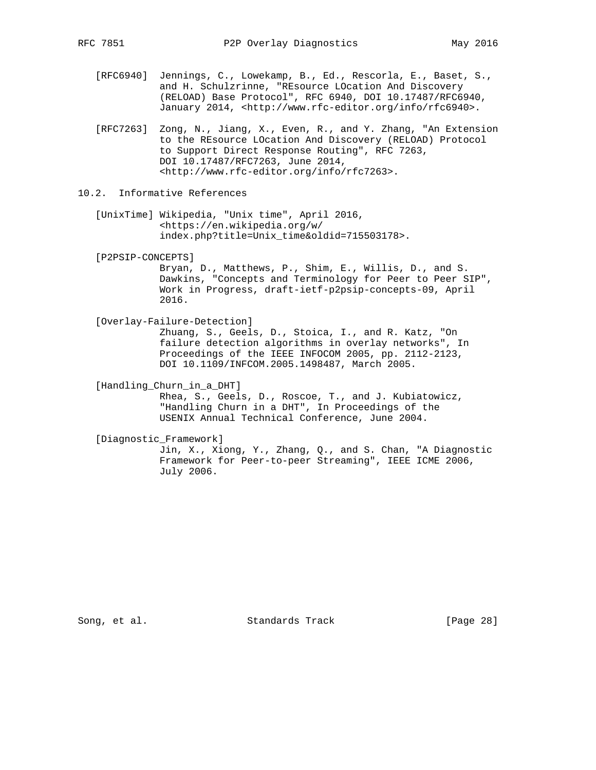[RFC6940] Jennings, C., Lowekamp, B., Ed., Rescorla, E., Baset, S., and H. Schulzrinne, "REsource LOcation And Discovery (RELOAD) Base Protocol", RFC 6940, DOI 10.17487/RFC6940, January 2014, <http://www.rfc-editor.org/info/rfc6940>.

[RFC7263] Zong, N., Jiang, X., Even, R., and Y. Zhang, "An Extension to the REsource LOcation And Discovery (RELOAD) Protocol to Support Direct Response Routing", RFC 7263, DOI 10.17487/RFC7263, June 2014, <http://www.rfc-editor.org/info/rfc7263>.

## 10.2. Informative References

[UnixTime] Wikipedia, "Unix time", April 2016, <https://en.wikipedia.org/w/index.php?title=Unix_time&oldid=715503178>.

[P2PSIP-CONCEPTS] Bryan, D., Matthews, P., Shim, E., Willis, D., and S. Dawkins, "Concepts and Terminology for Peer to Peer SIP", Work in Progress, draft-ietf-p2psip-concepts-09, April 2016.

[Overlay-Failure-Detection] Zhuang, S., Geels, D., Stoica, I., and R. Katz, "On failure detection algorithms in overlay networks", In Proceedings of the IEEE INFOCOM 2005, pp. 2112-2123, DOI 10.1109/INFCOM.2005.1498487, March 2005.

[Handling_Churn_in_a_DHT] Rhea, S., Geels, D., Roscoe, T., and J. Kubiatowicz, "Handling Churn in a DHT", In Proceedings of the USENIX Annual Technical Conference, June 2004.

[Diagnostic_Framework] Jin, X., Xiong, Y., Zhang, Q., and S. Chan, "A Diagnostic Framework for Peer-to-peer Streaming", IEEE ICME 2006, July 2006.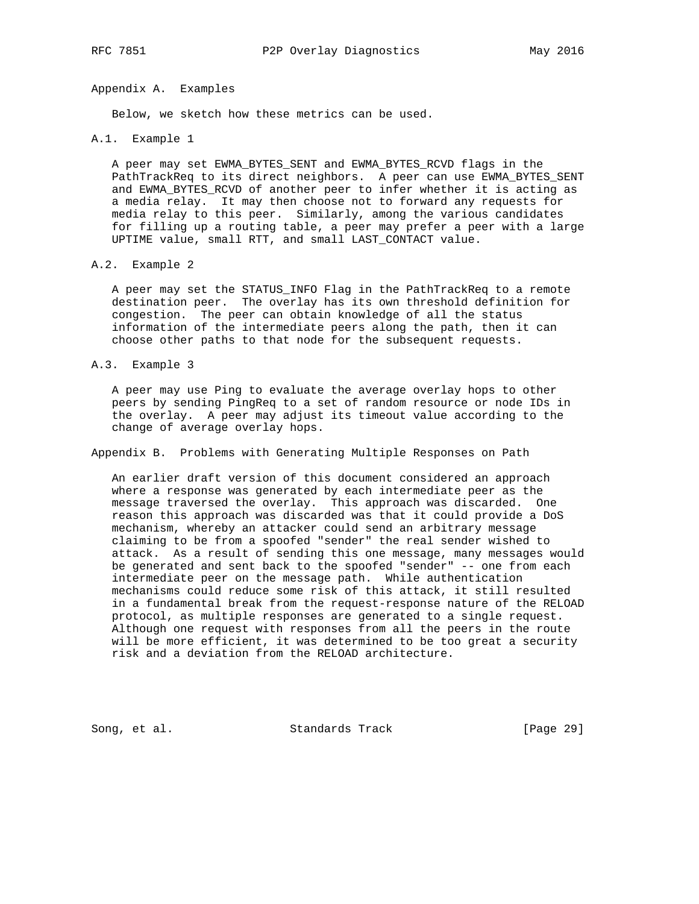# Appendix A. Examples

Below, we sketch how these metrics can be used.

## A.1. Example 1

A peer may set EWMA_BYTES_SENT and EWMA_BYTES_RCVD flags in the PathTrackReq to its direct neighbors. A peer can use EWMA_BYTES_SENT and EWMA_BYTES_RCVD of another peer to infer whether it is acting as a media relay. It may then choose not to forward any requests for media relay to this peer. Similarly, among the various candidates for filling up a routing table, a peer may prefer a peer with a large UPTIME value, small RTT, and small LAST_CONTACT value.

## A.2. Example 2

A peer may set the STATUS_INFO Flag in the PathTrackReq to a remote destination peer. The overlay has its own threshold definition for congestion. The peer can obtain knowledge of all the status information of the intermediate peers along the path, then it can choose other paths to that node for the subsequent requests.

## A.3. Example 3

A peer may use Ping to evaluate the average overlay hops to other peers by sending PingReq to a set of random resource or node IDs in the overlay. A peer may adjust its timeout value according to the change of average overlay hops.

# Appendix B. Problems with Generating Multiple Responses on Path

An earlier draft version of this document considered an approach where a response was generated by each intermediate peer as the message traversed the overlay. This approach was discarded. One reason this approach was discarded was that it could provide a DoS mechanism, whereby an attacker could send an arbitrary message claiming to be from a spoofed "sender" the real sender wished to attack. As a result of sending this one message, many messages would be generated and sent back to the spoofed "sender" -- one from each intermediate peer on the message path. While authentication mechanisms could reduce some risk of this attack, it still resulted in a fundamental break from the request-response nature of the RELOAD protocol, as multiple responses are generated to a single request. Although one request with responses from all the peers in the route will be more efficient, it was determined to be too great a security risk and a deviation from the RELOAD architecture.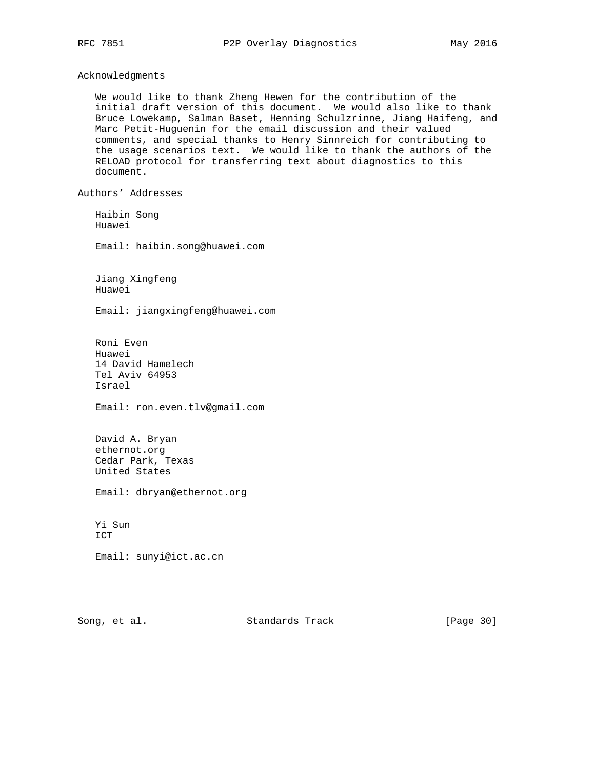## Acknowledgments

We would like to thank Zheng Hewen for the contribution of the initial draft version of this document. We would also like to thank Bruce Lowekamp, Salman Baset, Henning Schulzrinne, Jiang Haifeng, and Marc Petit-Huguenin for the email discussion and their valued comments, and special thanks to Henry Sinnreich for contributing to the usage scenarios text. We would like to thank the authors of the RELOAD protocol for transferring text about diagnostics to this document.

## Authors' Addresses

Haibin Song
Huawei

Email: haibin.song@huawei.com

Jiang Xingfeng
Huawei

Email: jiangxingfeng@huawei.com

Roni Even
Huawei
14 David Hamelech
Tel Aviv 64953
Israel

Email: ron.even.tlv@gmail.com

David A. Bryan
ethernot.org
Cedar Park, Texas
United States

Email: dbryan@ethernot.org

Yi Sun
ICT

Email: sunyi@ict.ac.cn